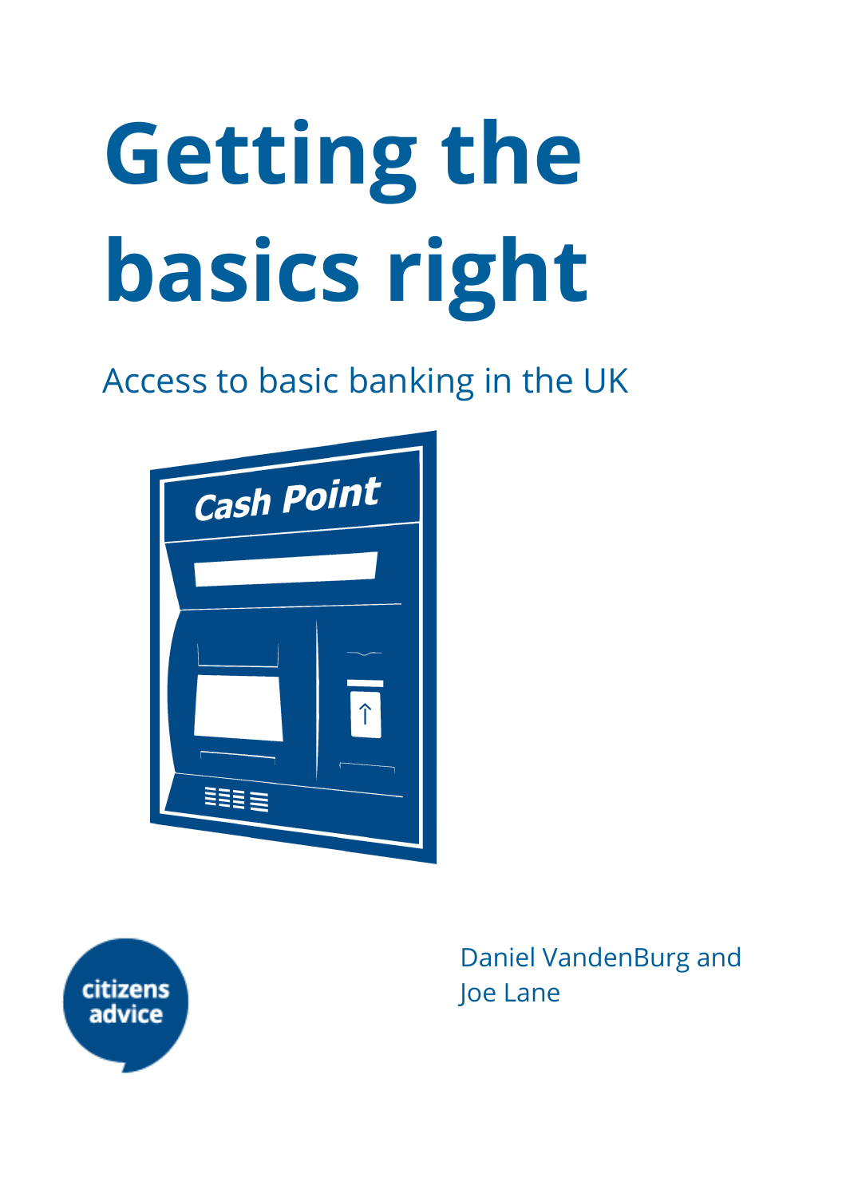# Getting the basics right

Access to basic banking in the UK

Daniel VandenBurg and Joe Lane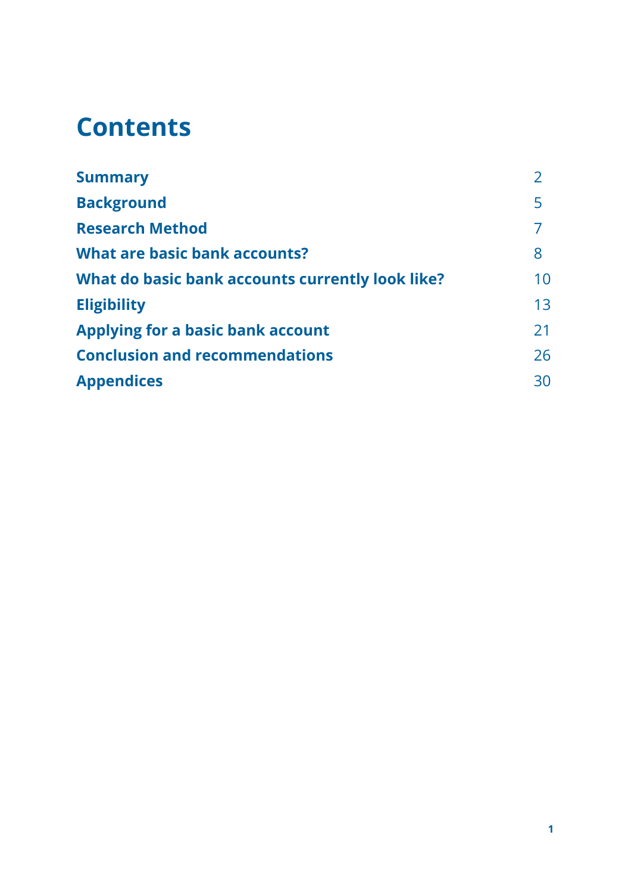# Contents

| | |
|---|---|
| **Summary** | 2 |
| **Background** | 5 |
| **Research Method** | 7 |
| **What are basic bank accounts?** | 8 |
| **What do basic bank accounts currently look like?** | 10 |
| **Eligibility** | 13 |
| **Applying for a basic bank account** | 21 |
| **Conclusion and recommendations** | 26 |
| **Appendices** | 30 |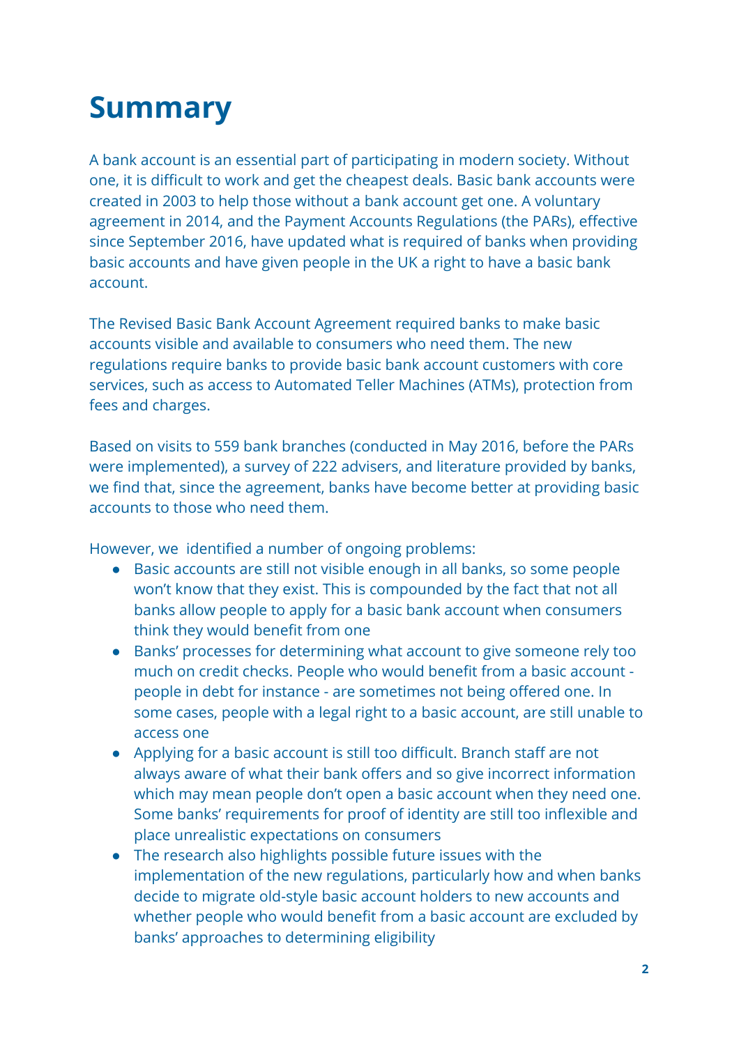# Summary

A bank account is an essential part of participating in modern society. Without one, it is difficult to work and get the cheapest deals. Basic bank accounts were created in 2003 to help those without a bank account get one. A voluntary agreement in 2014, and the Payment Accounts Regulations (the PARs), effective since September 2016, have updated what is required of banks when providing basic accounts and have given people in the UK a right to have a basic bank account.

The Revised Basic Bank Account Agreement required banks to make basic accounts visible and available to consumers who need them. The new regulations require banks to provide basic bank account customers with core services, such as access to Automated Teller Machines (ATMs), protection from fees and charges.

Based on visits to 559 bank branches (conducted in May 2016, before the PARs were implemented), a survey of 222 advisers, and literature provided by banks, we find that, since the agreement, banks have become better at providing basic accounts to those who need them.

However, we identified a number of ongoing problems:

- Basic accounts are still not visible enough in all banks, so some people won't know that they exist. This is compounded by the fact that not all banks allow people to apply for a basic bank account when consumers think they would benefit from one
- Banks' processes for determining what account to give someone rely too much on credit checks. People who would benefit from a basic account - people in debt for instance - are sometimes not being offered one. In some cases, people with a legal right to a basic account, are still unable to access one
- Applying for a basic account is still too difficult. Branch staff are not always aware of what their bank offers and so give incorrect information which may mean people don't open a basic account when they need one. Some banks' requirements for proof of identity are still too inflexible and place unrealistic expectations on consumers
- The research also highlights possible future issues with the implementation of the new regulations, particularly how and when banks decide to migrate old-style basic account holders to new accounts and whether people who would benefit from a basic account are excluded by banks' approaches to determining eligibility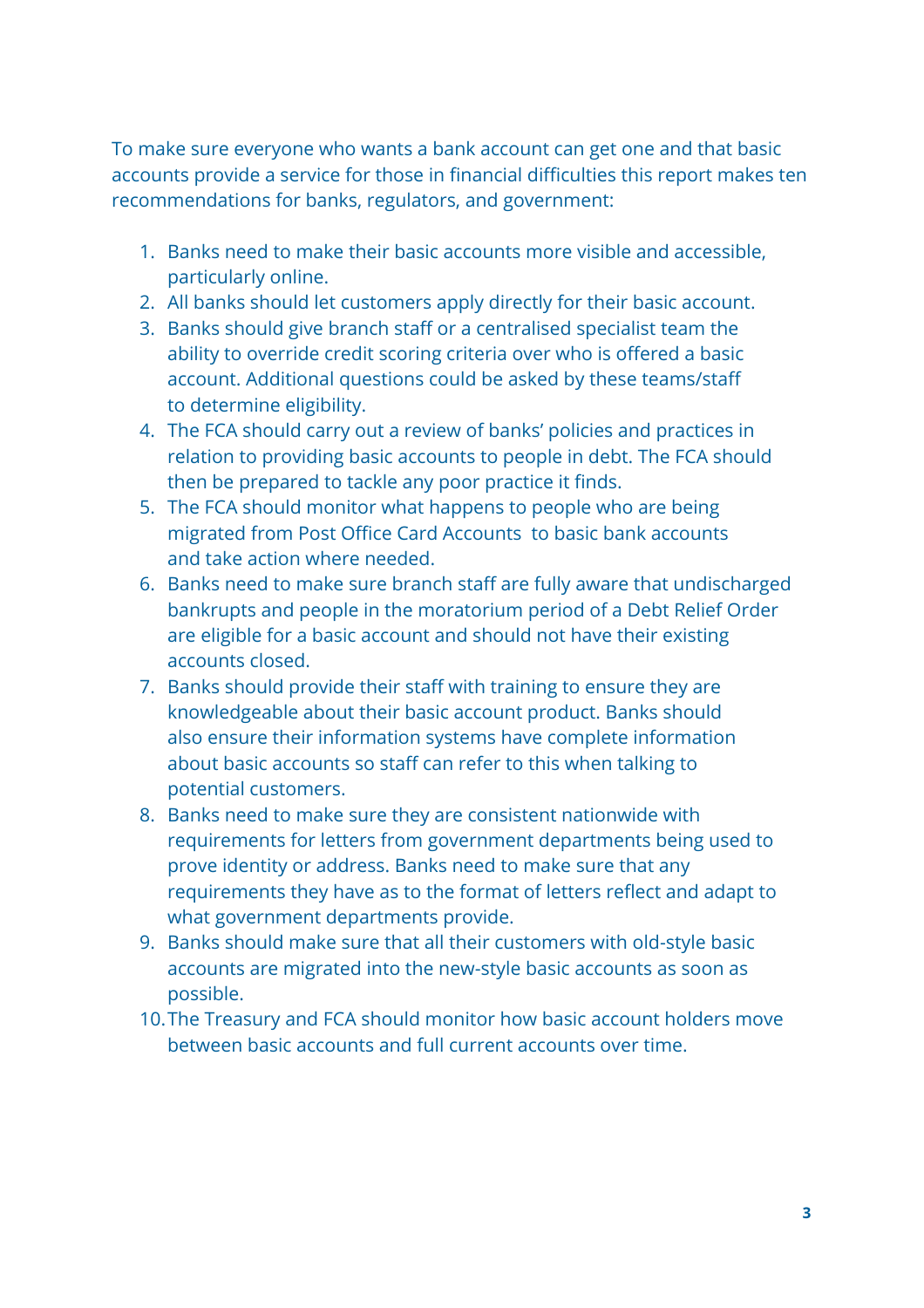To make sure everyone who wants a bank account can get one and that basic accounts provide a service for those in financial difficulties this report makes ten recommendations for banks, regulators, and government:

1. Banks need to make their basic accounts more visible and accessible, particularly online.
2. All banks should let customers apply directly for their basic account.
3. Banks should give branch staff or a centralised specialist team the ability to override credit scoring criteria over who is offered a basic account. Additional questions could be asked by these teams/staff to determine eligibility.
4. The FCA should carry out a review of banks' policies and practices in relation to providing basic accounts to people in debt. The FCA should then be prepared to tackle any poor practice it finds.
5. The FCA should monitor what happens to people who are being migrated from Post Office Card Accounts to basic bank accounts and take action where needed.
6. Banks need to make sure branch staff are fully aware that undischarged bankrupts and people in the moratorium period of a Debt Relief Order are eligible for a basic account and should not have their existing accounts closed.
7. Banks should provide their staff with training to ensure they are knowledgeable about their basic account product. Banks should also ensure their information systems have complete information about basic accounts so staff can refer to this when talking to potential customers.
8. Banks need to make sure they are consistent nationwide with requirements for letters from government departments being used to prove identity or address. Banks need to make sure that any requirements they have as to the format of letters reflect and adapt to what government departments provide.
9. Banks should make sure that all their customers with old-style basic accounts are migrated into the new-style basic accounts as soon as possible.
10. The Treasury and FCA should monitor how basic account holders move between basic accounts and full current accounts over time.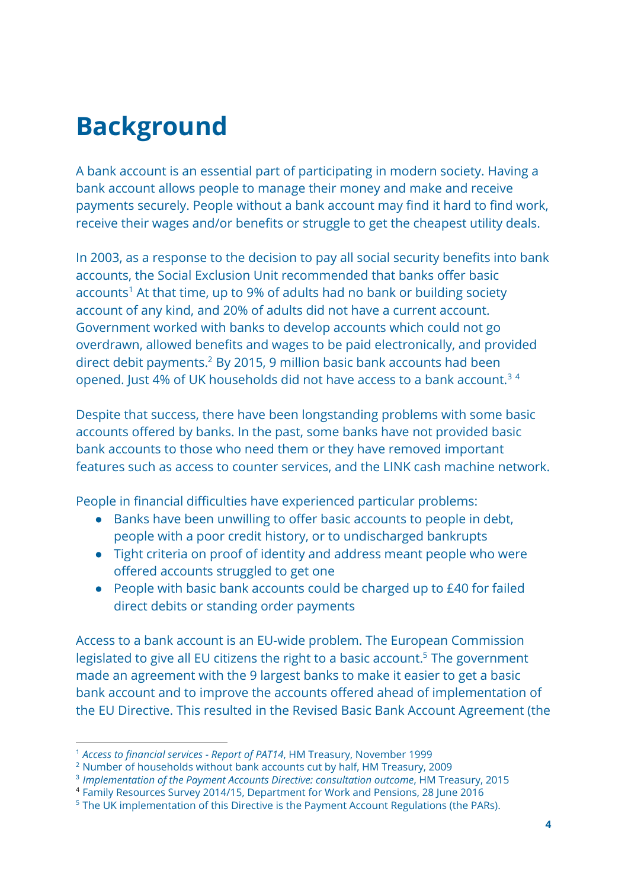# Background

A bank account is an essential part of participating in modern society. Having a bank account allows people to manage their money and make and receive payments securely. People without a bank account may find it hard to find work, receive their wages and/or benefits or struggle to get the cheapest utility deals.

In 2003, as a response to the decision to pay all social security benefits into bank accounts, the Social Exclusion Unit recommended that banks offer basic accounts[1] At that time, up to 9% of adults had no bank or building society account of any kind, and 20% of adults did not have a current account. Government worked with banks to develop accounts which could not go overdrawn, allowed benefits and wages to be paid electronically, and provided direct debit payments.[2] By 2015, 9 million basic bank accounts had been opened. Just 4% of UK households did not have access to a bank account.[3] [4]

Despite that success, there have been longstanding problems with some basic accounts offered by banks. In the past, some banks have not provided basic bank accounts to those who need them or they have removed important features such as access to counter services, and the LINK cash machine network.

People in financial difficulties have experienced particular problems:

- Banks have been unwilling to offer basic accounts to people in debt, people with a poor credit history, or to undischarged bankrupts
- Tight criteria on proof of identity and address meant people who were offered accounts struggled to get one
- People with basic bank accounts could be charged up to £40 for failed direct debits or standing order payments

Access to a bank account is an EU-wide problem. The European Commission legislated to give all EU citizens the right to a basic account.[5] The government made an agreement with the 9 largest banks to make it easier to get a basic bank account and to improve the accounts offered ahead of implementation of the EU Directive. This resulted in the Revised Basic Bank Account Agreement (the

---

[1] *Access to financial services - Report of PAT14*, HM Treasury, November 1999

[2] Number of households without bank accounts cut by half, HM Treasury, 2009

[3] *Implementation of the Payment Accounts Directive: consultation outcome*, HM Treasury, 2015

[4] Family Resources Survey 2014/15, Department for Work and Pensions, 28 June 2016

[5] The UK implementation of this Directive is the Payment Account Regulations (the PARs).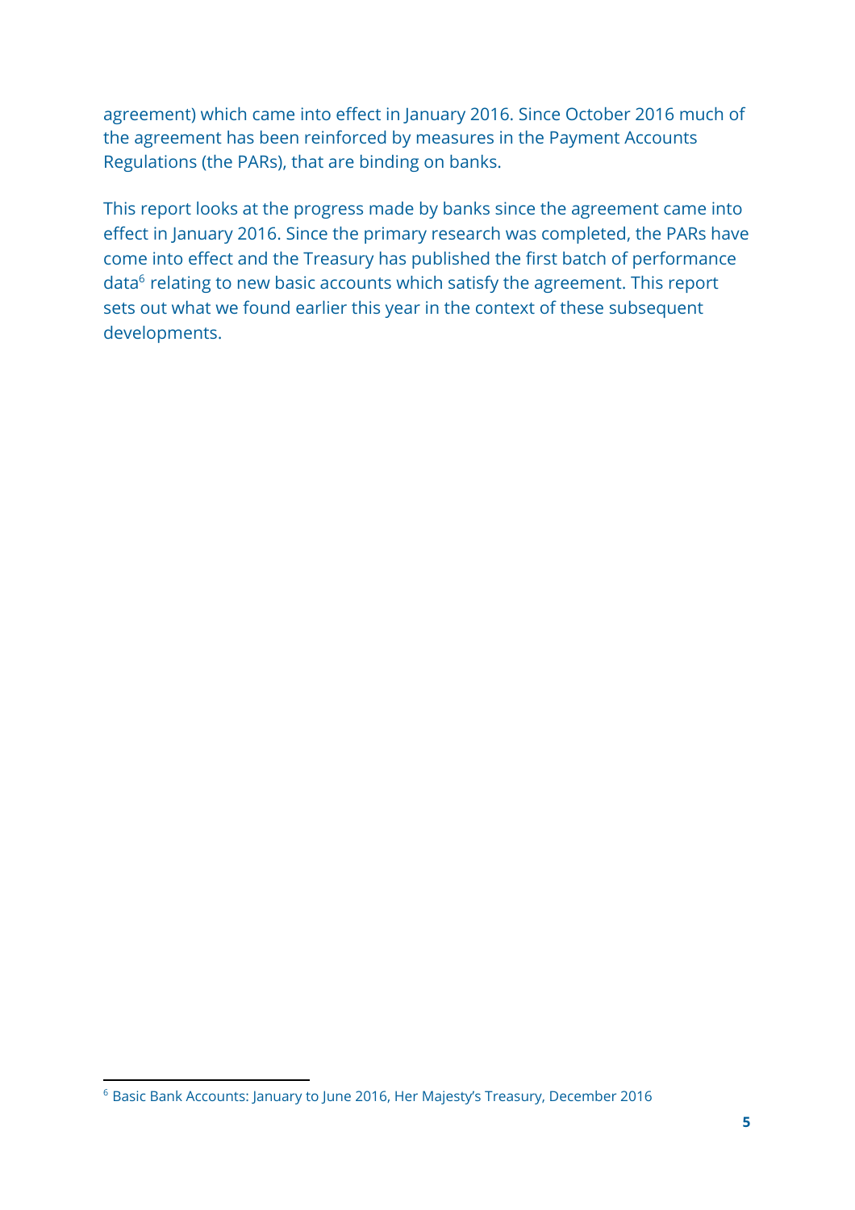agreement) which came into effect in January 2016. Since October 2016 much of the agreement has been reinforced by measures in the Payment Accounts Regulations (the PARs), that are binding on banks.

This report looks at the progress made by banks since the agreement came into effect in January 2016. Since the primary research was completed, the PARs have come into effect and the Treasury has published the first batch of performance data[6] relating to new basic accounts which satisfy the agreement. This report sets out what we found earlier this year in the context of these subsequent developments.

[6] Basic Bank Accounts: January to June 2016, Her Majesty's Treasury, December 2016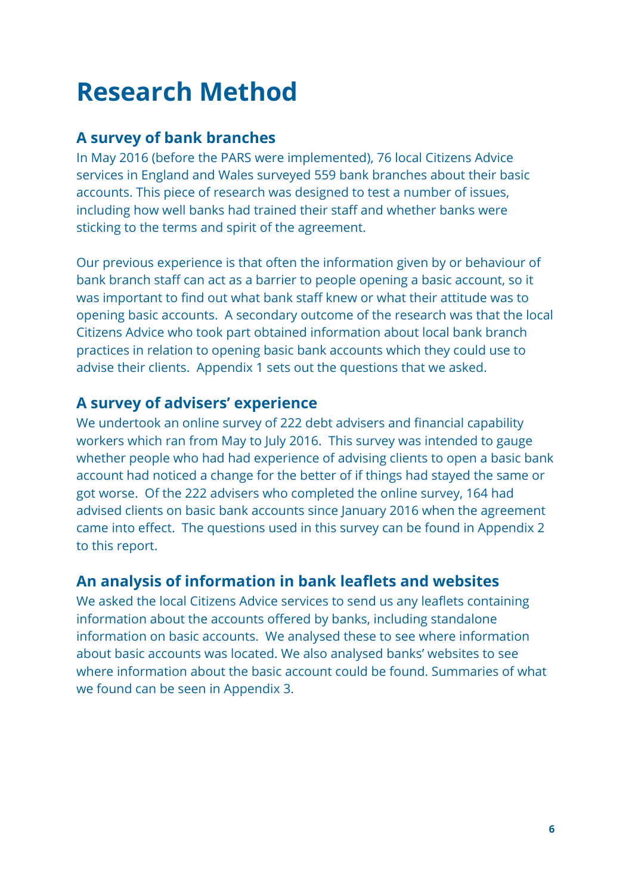# Research Method

## A survey of bank branches

In May 2016 (before the PARS were implemented), 76 local Citizens Advice services in England and Wales surveyed 559 bank branches about their basic accounts. This piece of research was designed to test a number of issues, including how well banks had trained their staff and whether banks were sticking to the terms and spirit of the agreement.

Our previous experience is that often the information given by or behaviour of bank branch staff can act as a barrier to people opening a basic account, so it was important to find out what bank staff knew or what their attitude was to opening basic accounts. A secondary outcome of the research was that the local Citizens Advice who took part obtained information about local bank branch practices in relation to opening basic bank accounts which they could use to advise their clients. Appendix 1 sets out the questions that we asked.

## A survey of advisers' experience

We undertook an online survey of 222 debt advisers and financial capability workers which ran from May to July 2016. This survey was intended to gauge whether people who had had experience of advising clients to open a basic bank account had noticed a change for the better of if things had stayed the same or got worse. Of the 222 advisers who completed the online survey, 164 had advised clients on basic bank accounts since January 2016 when the agreement came into effect. The questions used in this survey can be found in Appendix 2 to this report.

## An analysis of information in bank leaflets and websites

We asked the local Citizens Advice services to send us any leaflets containing information about the accounts offered by banks, including standalone information on basic accounts. We analysed these to see where information about basic accounts was located. We also analysed banks' websites to see where information about the basic account could be found. Summaries of what we found can be seen in Appendix 3.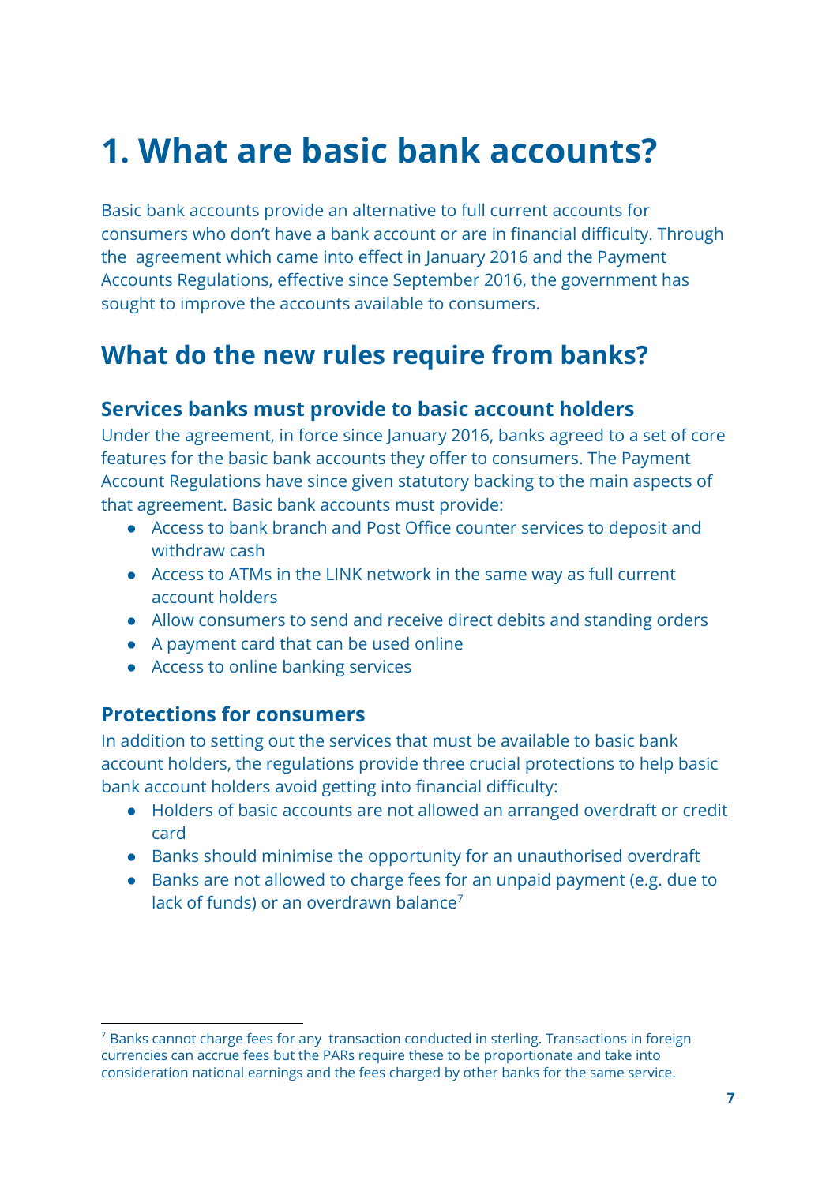# 1. What are basic bank accounts?

Basic bank accounts provide an alternative to full current accounts for consumers who don't have a bank account or are in financial difficulty. Through the agreement which came into effect in January 2016 and the Payment Accounts Regulations, effective since September 2016, the government has sought to improve the accounts available to consumers.

## What do the new rules require from banks?

### Services banks must provide to basic account holders

Under the agreement, in force since January 2016, banks agreed to a set of core features for the basic bank accounts they offer to consumers. The Payment Account Regulations have since given statutory backing to the main aspects of that agreement. Basic bank accounts must provide:

- Access to bank branch and Post Office counter services to deposit and withdraw cash
- Access to ATMs in the LINK network in the same way as full current account holders
- Allow consumers to send and receive direct debits and standing orders
- A payment card that can be used online
- Access to online banking services

### Protections for consumers

In addition to setting out the services that must be available to basic bank account holders, the regulations provide three crucial protections to help basic bank account holders avoid getting into financial difficulty:

- Holders of basic accounts are not allowed an arranged overdraft or credit card
- Banks should minimise the opportunity for an unauthorised overdraft
- Banks are not allowed to charge fees for an unpaid payment (e.g. due to lack of funds) or an overdrawn balance[7]

---

[7] Banks cannot charge fees for any transaction conducted in sterling. Transactions in foreign currencies can accrue fees but the PARs require these to be proportionate and take into consideration national earnings and the fees charged by other banks for the same service.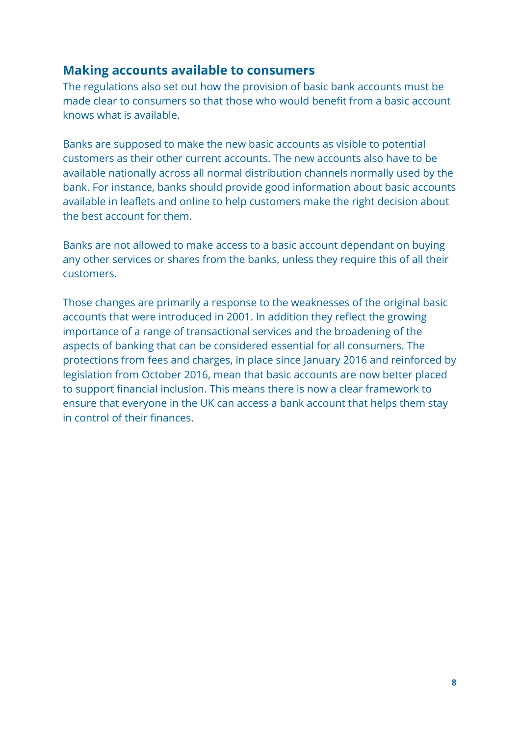## Making accounts available to consumers

The regulations also set out how the provision of basic bank accounts must be made clear to consumers so that those who would benefit from a basic account knows what is available.

Banks are supposed to make the new basic accounts as visible to potential customers as their other current accounts. The new accounts also have to be available nationally across all normal distribution channels normally used by the bank. For instance, banks should provide good information about basic accounts available in leaflets and online to help customers make the right decision about the best account for them.

Banks are not allowed to make access to a basic account dependant on buying any other services or shares from the banks, unless they require this of all their customers.

Those changes are primarily a response to the weaknesses of the original basic accounts that were introduced in 2001. In addition they reflect the growing importance of a range of transactional services and the broadening of the aspects of banking that can be considered essential for all consumers. The protections from fees and charges, in place since January 2016 and reinforced by legislation from October 2016, mean that basic accounts are now better placed to support financial inclusion. This means there is now a clear framework to ensure that everyone in the UK can access a bank account that helps them stay in control of their finances.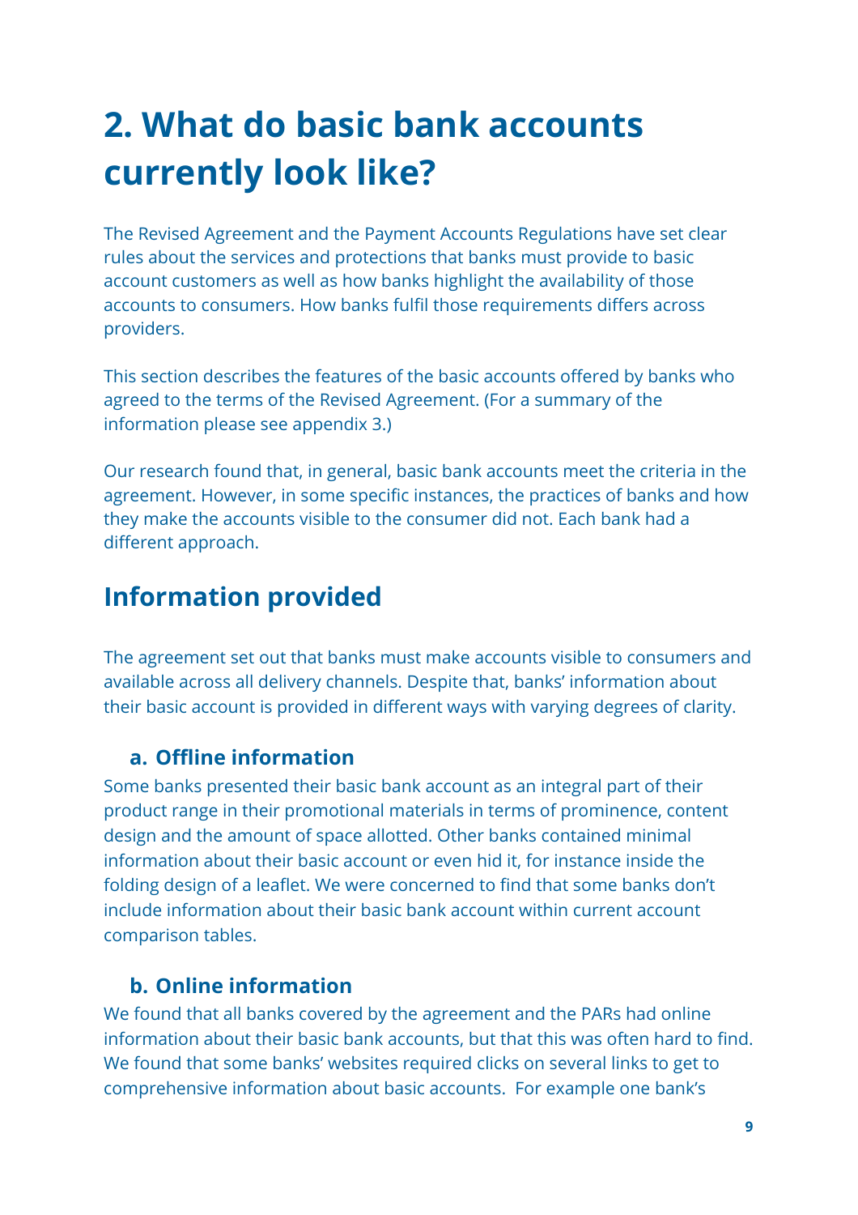# 2. What do basic bank accounts currently look like?

The Revised Agreement and the Payment Accounts Regulations have set clear rules about the services and protections that banks must provide to basic account customers as well as how banks highlight the availability of those accounts to consumers. How banks fulfil those requirements differs across providers.

This section describes the features of the basic accounts offered by banks who agreed to the terms of the Revised Agreement. (For a summary of the information please see appendix 3.)

Our research found that, in general, basic bank accounts meet the criteria in the agreement. However, in some specific instances, the practices of banks and how they make the accounts visible to the consumer did not. Each bank had a different approach.

## Information provided

The agreement set out that banks must make accounts visible to consumers and available across all delivery channels. Despite that, banks' information about their basic account is provided in different ways with varying degrees of clarity.

### a. Offline information

Some banks presented their basic bank account as an integral part of their product range in their promotional materials in terms of prominence, content design and the amount of space allotted. Other banks contained minimal information about their basic account or even hid it, for instance inside the folding design of a leaflet. We were concerned to find that some banks don't include information about their basic bank account within current account comparison tables.

### b. Online information

We found that all banks covered by the agreement and the PARs had online information about their basic bank accounts, but that this was often hard to find. We found that some banks' websites required clicks on several links to get to comprehensive information about basic accounts. For example one bank's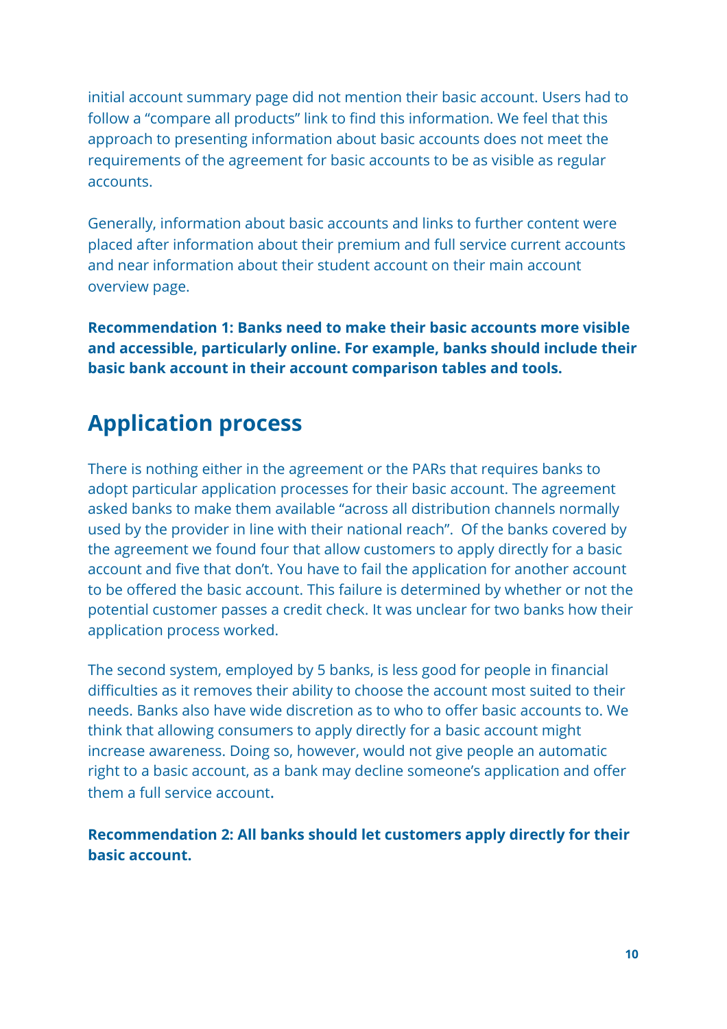initial account summary page did not mention their basic account. Users had to follow a "compare all products" link to find this information. We feel that this approach to presenting information about basic accounts does not meet the requirements of the agreement for basic accounts to be as visible as regular accounts.

Generally, information about basic accounts and links to further content were placed after information about their premium and full service current accounts and near information about their student account on their main account overview page.

**Recommendation 1: Banks need to make their basic accounts more visible and accessible, particularly online. For example, banks should include their basic bank account in their account comparison tables and tools.**

## Application process

There is nothing either in the agreement or the PARs that requires banks to adopt particular application processes for their basic account. The agreement asked banks to make them available "across all distribution channels normally used by the provider in line with their national reach". Of the banks covered by the agreement we found four that allow customers to apply directly for a basic account and five that don't. You have to fail the application for another account to be offered the basic account. This failure is determined by whether or not the potential customer passes a credit check. It was unclear for two banks how their application process worked.

The second system, employed by 5 banks, is less good for people in financial difficulties as it removes their ability to choose the account most suited to their needs. Banks also have wide discretion as to who to offer basic accounts to. We think that allowing consumers to apply directly for a basic account might increase awareness. Doing so, however, would not give people an automatic right to a basic account, as a bank may decline someone's application and offer them a full service account.

**Recommendation 2: All banks should let customers apply directly for their basic account.**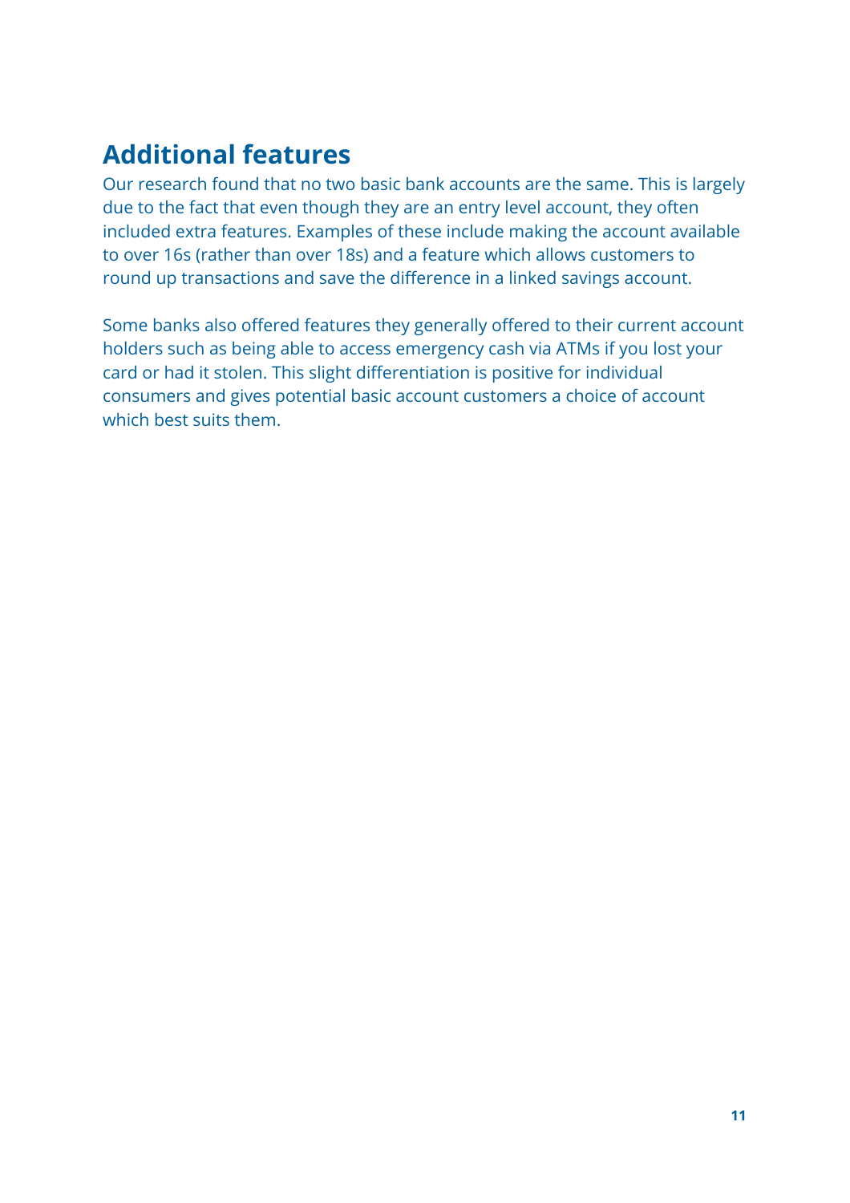## Additional features

Our research found that no two basic bank accounts are the same. This is largely due to the fact that even though they are an entry level account, they often included extra features. Examples of these include making the account available to over 16s (rather than over 18s) and a feature which allows customers to round up transactions and save the difference in a linked savings account.

Some banks also offered features they generally offered to their current account holders such as being able to access emergency cash via ATMs if you lost your card or had it stolen. This slight differentiation is positive for individual consumers and gives potential basic account customers a choice of account which best suits them.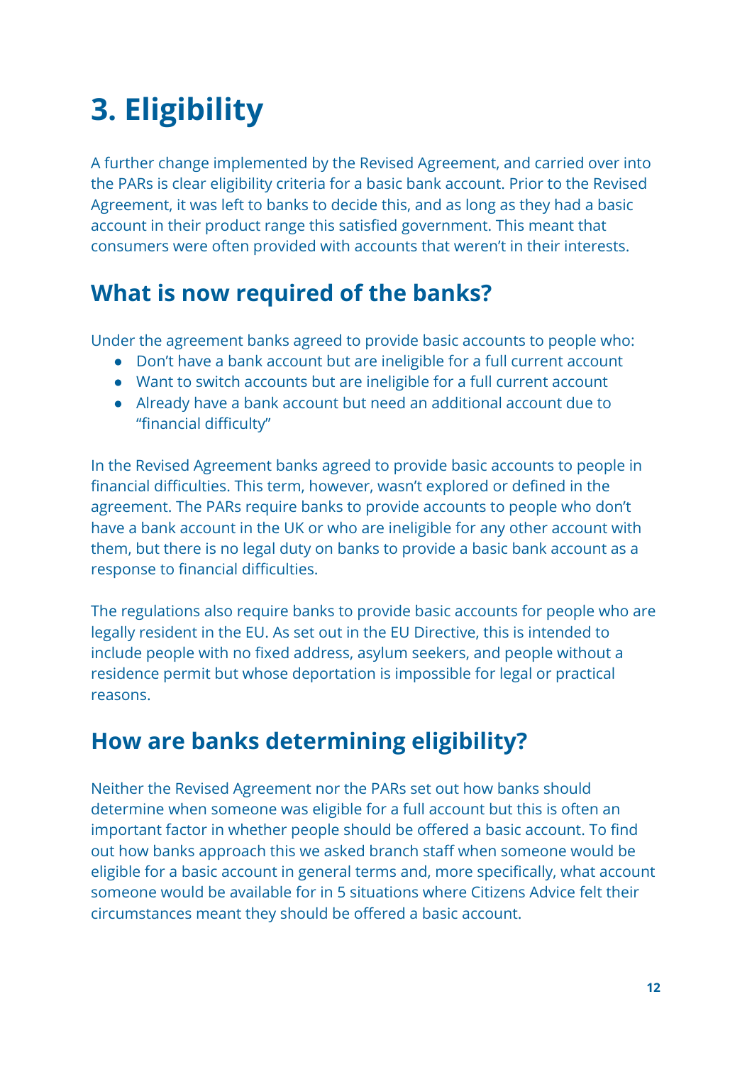# 3. Eligibility

A further change implemented by the Revised Agreement, and carried over into the PARs is clear eligibility criteria for a basic bank account. Prior to the Revised Agreement, it was left to banks to decide this, and as long as they had a basic account in their product range this satisfied government. This meant that consumers were often provided with accounts that weren't in their interests.

## What is now required of the banks?

Under the agreement banks agreed to provide basic accounts to people who:

- Don't have a bank account but are ineligible for a full current account
- Want to switch accounts but are ineligible for a full current account
- Already have a bank account but need an additional account due to "financial difficulty"

In the Revised Agreement banks agreed to provide basic accounts to people in financial difficulties. This term, however, wasn't explored or defined in the agreement. The PARs require banks to provide accounts to people who don't have a bank account in the UK or who are ineligible for any other account with them, but there is no legal duty on banks to provide a basic bank account as a response to financial difficulties.

The regulations also require banks to provide basic accounts for people who are legally resident in the EU. As set out in the EU Directive, this is intended to include people with no fixed address, asylum seekers, and people without a residence permit but whose deportation is impossible for legal or practical reasons.

## How are banks determining eligibility?

Neither the Revised Agreement nor the PARs set out how banks should determine when someone was eligible for a full account but this is often an important factor in whether people should be offered a basic account. To find out how banks approach this we asked branch staff when someone would be eligible for a basic account in general terms and, more specifically, what account someone would be available for in 5 situations where Citizens Advice felt their circumstances meant they should be offered a basic account.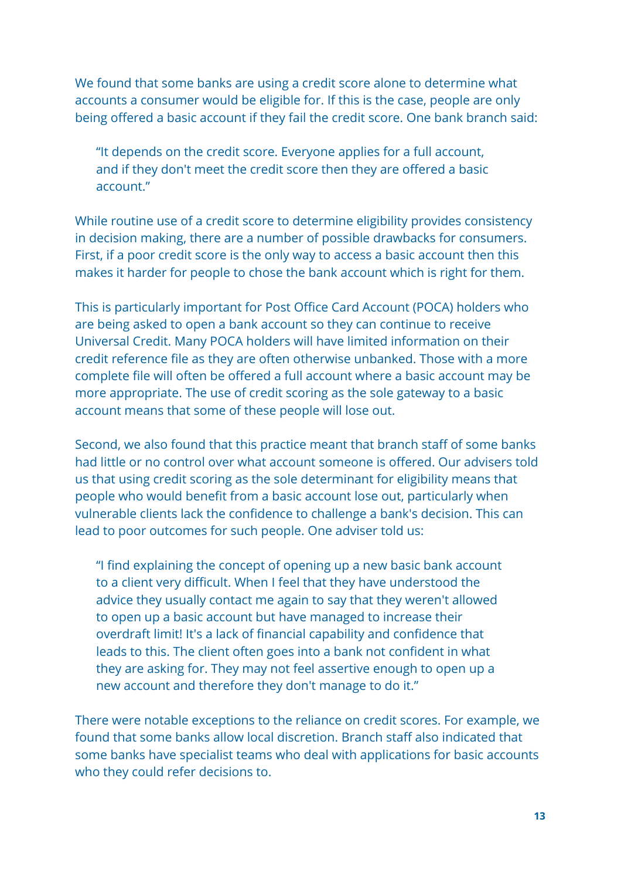We found that some banks are using a credit score alone to determine what accounts a consumer would be eligible for. If this is the case, people are only being offered a basic account if they fail the credit score. One bank branch said:

> "It depends on the credit score. Everyone applies for a full account, and if they don't meet the credit score then they are offered a basic account."

While routine use of a credit score to determine eligibility provides consistency in decision making, there are a number of possible drawbacks for consumers. First, if a poor credit score is the only way to access a basic account then this makes it harder for people to chose the bank account which is right for them.

This is particularly important for Post Office Card Account (POCA) holders who are being asked to open a bank account so they can continue to receive Universal Credit. Many POCA holders will have limited information on their credit reference file as they are often otherwise unbanked. Those with a more complete file will often be offered a full account where a basic account may be more appropriate. The use of credit scoring as the sole gateway to a basic account means that some of these people will lose out.

Second, we also found that this practice meant that branch staff of some banks had little or no control over what account someone is offered. Our advisers told us that using credit scoring as the sole determinant for eligibility means that people who would benefit from a basic account lose out, particularly when vulnerable clients lack the confidence to challenge a bank's decision. This can lead to poor outcomes for such people. One adviser told us:

> "I find explaining the concept of opening up a new basic bank account to a client very difficult. When I feel that they have understood the advice they usually contact me again to say that they weren't allowed to open up a basic account but have managed to increase their overdraft limit! It's a lack of financial capability and confidence that leads to this. The client often goes into a bank not confident in what they are asking for. They may not feel assertive enough to open up a new account and therefore they don't manage to do it."

There were notable exceptions to the reliance on credit scores. For example, we found that some banks allow local discretion. Branch staff also indicated that some banks have specialist teams who deal with applications for basic accounts who they could refer decisions to.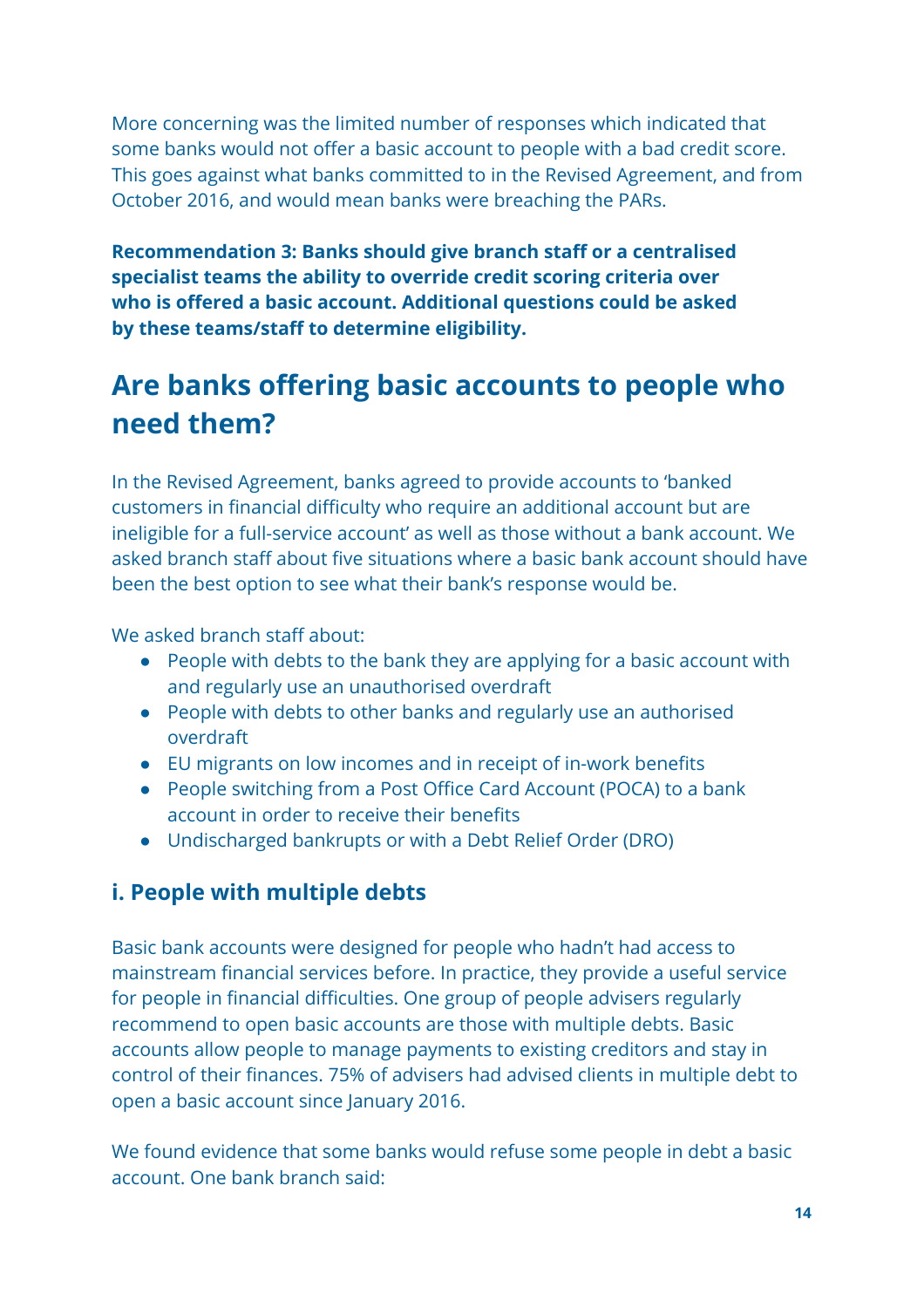More concerning was the limited number of responses which indicated that some banks would not offer a basic account to people with a bad credit score. This goes against what banks committed to in the Revised Agreement, and from October 2016, and would mean banks were breaching the PARs.

**Recommendation 3: Banks should give branch staff or a centralised specialist teams the ability to override credit scoring criteria over who is offered a basic account. Additional questions could be asked by these teams/staff to determine eligibility.**

## Are banks offering basic accounts to people who need them?

In the Revised Agreement, banks agreed to provide accounts to 'banked customers in financial difficulty who require an additional account but are ineligible for a full-service account' as well as those without a bank account. We asked branch staff about five situations where a basic bank account should have been the best option to see what their bank's response would be.

We asked branch staff about:

- People with debts to the bank they are applying for a basic account with and regularly use an unauthorised overdraft
- People with debts to other banks and regularly use an authorised overdraft
- EU migrants on low incomes and in receipt of in-work benefits
- People switching from a Post Office Card Account (POCA) to a bank account in order to receive their benefits
- Undischarged bankrupts or with a Debt Relief Order (DRO)

### i. People with multiple debts

Basic bank accounts were designed for people who hadn't had access to mainstream financial services before. In practice, they provide a useful service for people in financial difficulties. One group of people advisers regularly recommend to open basic accounts are those with multiple debts. Basic accounts allow people to manage payments to existing creditors and stay in control of their finances. 75% of advisers had advised clients in multiple debt to open a basic account since January 2016.

We found evidence that some banks would refuse some people in debt a basic account. One bank branch said: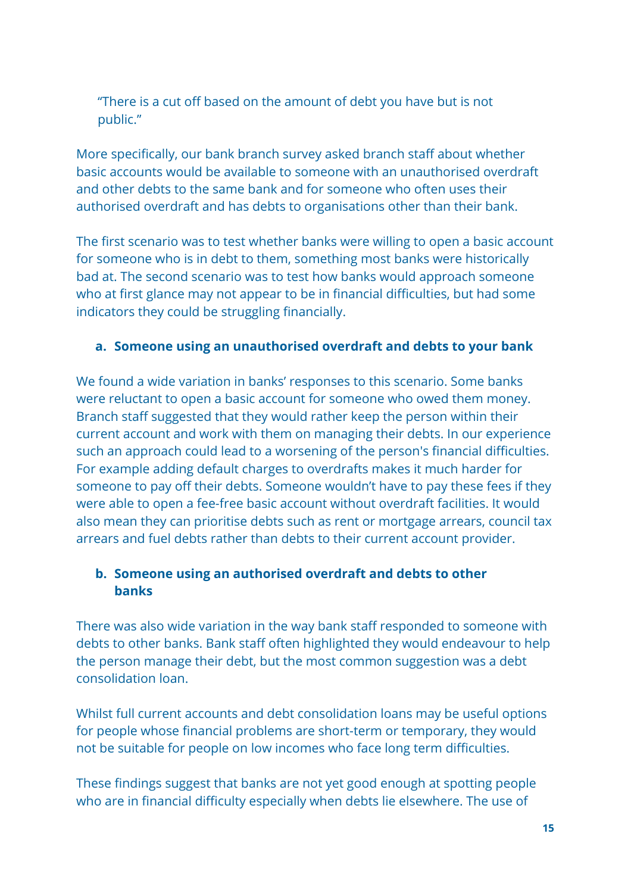"There is a cut off based on the amount of debt you have but is not public."

More specifically, our bank branch survey asked branch staff about whether basic accounts would be available to someone with an unauthorised overdraft and other debts to the same bank and for someone who often uses their authorised overdraft and has debts to organisations other than their bank.

The first scenario was to test whether banks were willing to open a basic account for someone who is in debt to them, something most banks were historically bad at. The second scenario was to test how banks would approach someone who at first glance may not appear to be in financial difficulties, but had some indicators they could be struggling financially.

**a. Someone using an unauthorised overdraft and debts to your bank**

We found a wide variation in banks' responses to this scenario. Some banks were reluctant to open a basic account for someone who owed them money. Branch staff suggested that they would rather keep the person within their current account and work with them on managing their debts. In our experience such an approach could lead to a worsening of the person's financial difficulties. For example adding default charges to overdrafts makes it much harder for someone to pay off their debts. Someone wouldn't have to pay these fees if they were able to open a fee-free basic account without overdraft facilities. It would also mean they can prioritise debts such as rent or mortgage arrears, council tax arrears and fuel debts rather than debts to their current account provider.

**b. Someone using an authorised overdraft and debts to other banks**

There was also wide variation in the way bank staff responded to someone with debts to other banks. Bank staff often highlighted they would endeavour to help the person manage their debt, but the most common suggestion was a debt consolidation loan.

Whilst full current accounts and debt consolidation loans may be useful options for people whose financial problems are short-term or temporary, they would not be suitable for people on low incomes who face long term difficulties.

These findings suggest that banks are not yet good enough at spotting people who are in financial difficulty especially when debts lie elsewhere. The use of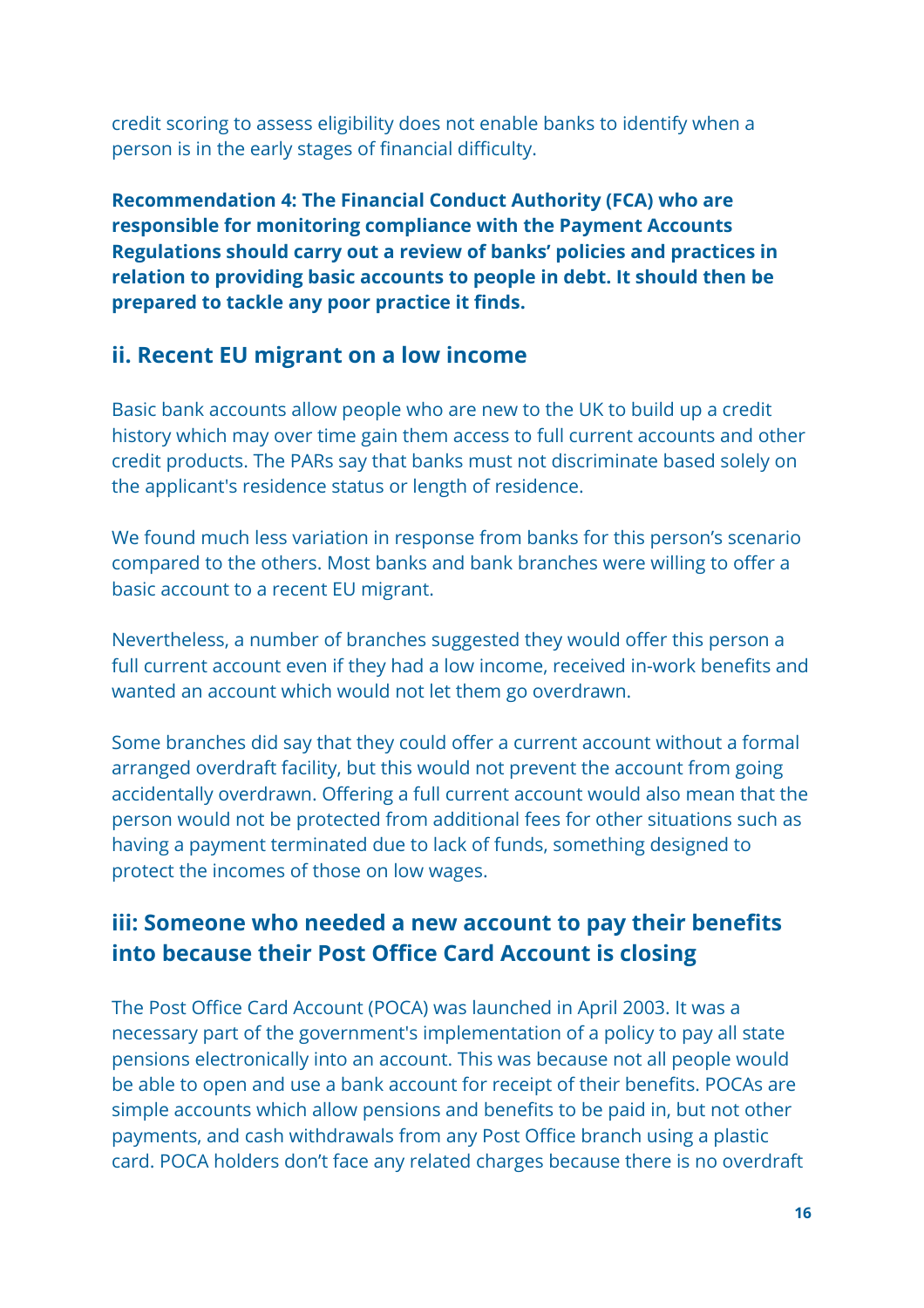credit scoring to assess eligibility does not enable banks to identify when a person is in the early stages of financial difficulty.

**Recommendation 4: The Financial Conduct Authority (FCA) who are responsible for monitoring compliance with the Payment Accounts Regulations should carry out a review of banks' policies and practices in relation to providing basic accounts to people in debt. It should then be prepared to tackle any poor practice it finds.**

### ii. Recent EU migrant on a low income

Basic bank accounts allow people who are new to the UK to build up a credit history which may over time gain them access to full current accounts and other credit products. The PARs say that banks must not discriminate based solely on the applicant's residence status or length of residence.

We found much less variation in response from banks for this person's scenario compared to the others. Most banks and bank branches were willing to offer a basic account to a recent EU migrant.

Nevertheless, a number of branches suggested they would offer this person a full current account even if they had a low income, received in-work benefits and wanted an account which would not let them go overdrawn.

Some branches did say that they could offer a current account without a formal arranged overdraft facility, but this would not prevent the account from going accidentally overdrawn. Offering a full current account would also mean that the person would not be protected from additional fees for other situations such as having a payment terminated due to lack of funds, something designed to protect the incomes of those on low wages.

### iii: Someone who needed a new account to pay their benefits into because their Post Office Card Account is closing

The Post Office Card Account (POCA) was launched in April 2003. It was a necessary part of the government's implementation of a policy to pay all state pensions electronically into an account. This was because not all people would be able to open and use a bank account for receipt of their benefits. POCAs are simple accounts which allow pensions and benefits to be paid in, but not other payments, and cash withdrawals from any Post Office branch using a plastic card. POCA holders don't face any related charges because there is no overdraft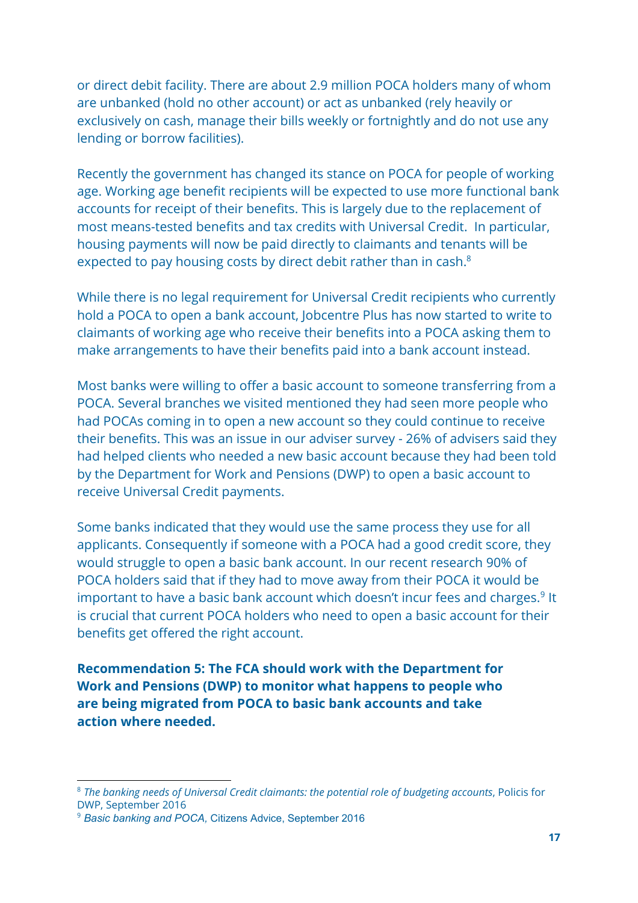or direct debit facility. There are about 2.9 million POCA holders many of whom are unbanked (hold no other account) or act as unbanked (rely heavily or exclusively on cash, manage their bills weekly or fortnightly and do not use any lending or borrow facilities).

Recently the government has changed its stance on POCA for people of working age. Working age benefit recipients will be expected to use more functional bank accounts for receipt of their benefits. This is largely due to the replacement of most means-tested benefits and tax credits with Universal Credit. In particular, housing payments will now be paid directly to claimants and tenants will be expected to pay housing costs by direct debit rather than in cash.[8]

While there is no legal requirement for Universal Credit recipients who currently hold a POCA to open a bank account, Jobcentre Plus has now started to write to claimants of working age who receive their benefits into a POCA asking them to make arrangements to have their benefits paid into a bank account instead.

Most banks were willing to offer a basic account to someone transferring from a POCA. Several branches we visited mentioned they had seen more people who had POCAs coming in to open a new account so they could continue to receive their benefits. This was an issue in our adviser survey - 26% of advisers said they had helped clients who needed a new basic account because they had been told by the Department for Work and Pensions (DWP) to open a basic account to receive Universal Credit payments.

Some banks indicated that they would use the same process they use for all applicants. Consequently if someone with a POCA had a good credit score, they would struggle to open a basic bank account. In our recent research 90% of POCA holders said that if they had to move away from their POCA it would be important to have a basic bank account which doesn't incur fees and charges.[9] It is crucial that current POCA holders who need to open a basic account for their benefits get offered the right account.

**Recommendation 5: The FCA should work with the Department for Work and Pensions (DWP) to monitor what happens to people who are being migrated from POCA to basic bank accounts and take action where needed.**

---

[8] *The banking needs of Universal Credit claimants: the potential role of budgeting accounts*, Policis for DWP, September 2016

[9] *Basic banking and POCA*, Citizens Advice, September 2016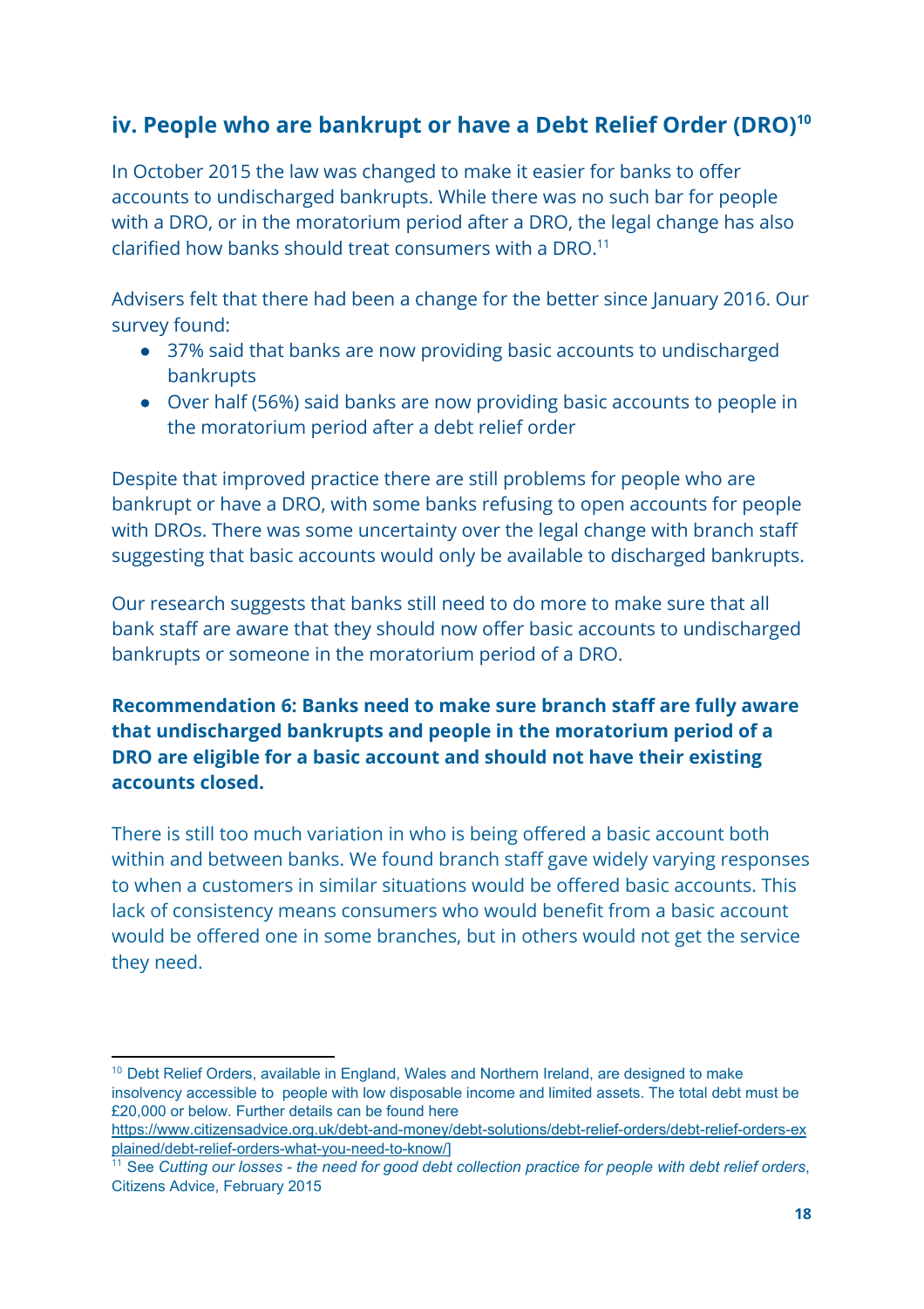## iv. People who are bankrupt or have a Debt Relief Order (DRO)[10]

In October 2015 the law was changed to make it easier for banks to offer accounts to undischarged bankrupts. While there was no such bar for people with a DRO, or in the moratorium period after a DRO, the legal change has also clarified how banks should treat consumers with a DRO.[11]

Advisers felt that there had been a change for the better since January 2016. Our survey found:

- 37% said that banks are now providing basic accounts to undischarged bankrupts
- Over half (56%) said banks are now providing basic accounts to people in the moratorium period after a debt relief order

Despite that improved practice there are still problems for people who are bankrupt or have a DRO, with some banks refusing to open accounts for people with DROs. There was some uncertainty over the legal change with branch staff suggesting that basic accounts would only be available to discharged bankrupts.

Our research suggests that banks still need to do more to make sure that all bank staff are aware that they should now offer basic accounts to undischarged bankrupts or someone in the moratorium period of a DRO.

**Recommendation 6: Banks need to make sure branch staff are fully aware that undischarged bankrupts and people in the moratorium period of a DRO are eligible for a basic account and should not have their existing accounts closed.**

There is still too much variation in who is being offered a basic account both within and between banks. We found branch staff gave widely varying responses to when a customers in similar situations would be offered basic accounts. This lack of consistency means consumers who would benefit from a basic account would be offered one in some branches, but in others would not get the service they need.

---

[10] Debt Relief Orders, available in England, Wales and Northern Ireland, are designed to make insolvency accessible to people with low disposable income and limited assets. The total debt must be £20,000 or below. Further details can be found here https://www.citizensadvice.org.uk/debt-and-money/debt-solutions/debt-relief-orders/debt-relief-orders-explained/debt-relief-orders-what-you-need-to-know/]

[11] See *Cutting our losses - the need for good debt collection practice for people with debt relief orders*, Citizens Advice, February 2015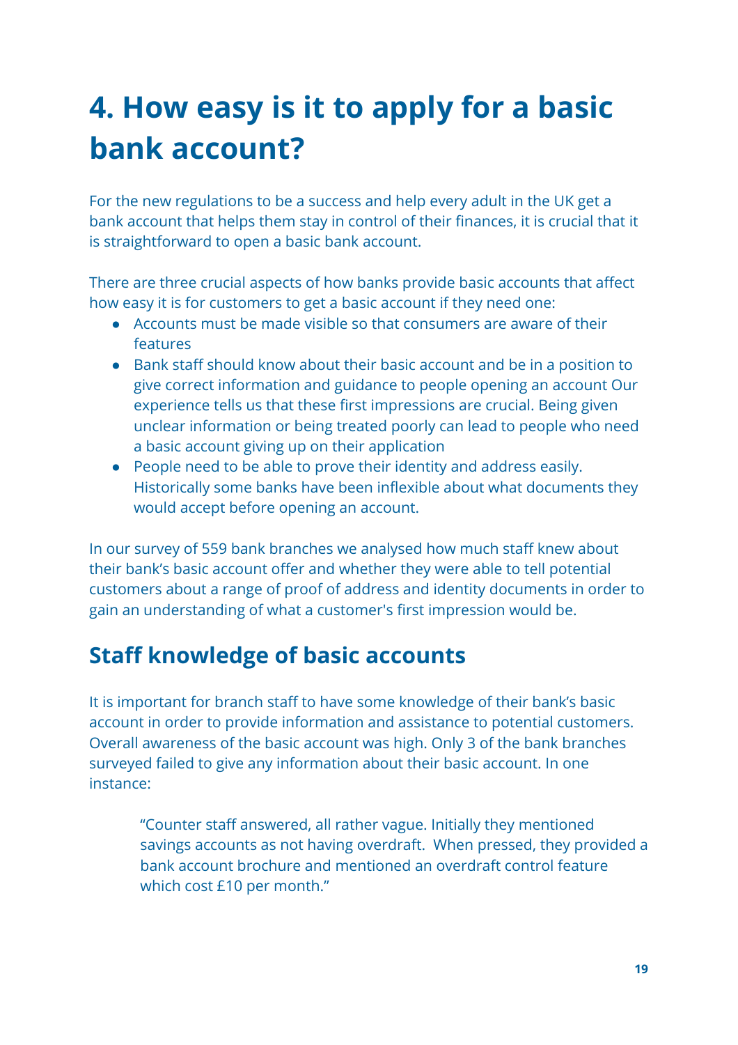# 4. How easy is it to apply for a basic bank account?

For the new regulations to be a success and help every adult in the UK get a bank account that helps them stay in control of their finances, it is crucial that it is straightforward to open a basic bank account.

There are three crucial aspects of how banks provide basic accounts that affect how easy it is for customers to get a basic account if they need one:

- Accounts must be made visible so that consumers are aware of their features
- Bank staff should know about their basic account and be in a position to give correct information and guidance to people opening an account Our experience tells us that these first impressions are crucial. Being given unclear information or being treated poorly can lead to people who need a basic account giving up on their application
- People need to be able to prove their identity and address easily. Historically some banks have been inflexible about what documents they would accept before opening an account.

In our survey of 559 bank branches we analysed how much staff knew about their bank's basic account offer and whether they were able to tell potential customers about a range of proof of address and identity documents in order to gain an understanding of what a customer's first impression would be.

## Staff knowledge of basic accounts

It is important for branch staff to have some knowledge of their bank's basic account in order to provide information and assistance to potential customers. Overall awareness of the basic account was high. Only 3 of the bank branches surveyed failed to give any information about their basic account. In one instance:

> "Counter staff answered, all rather vague. Initially they mentioned savings accounts as not having overdraft. When pressed, they provided a bank account brochure and mentioned an overdraft control feature which cost £10 per month."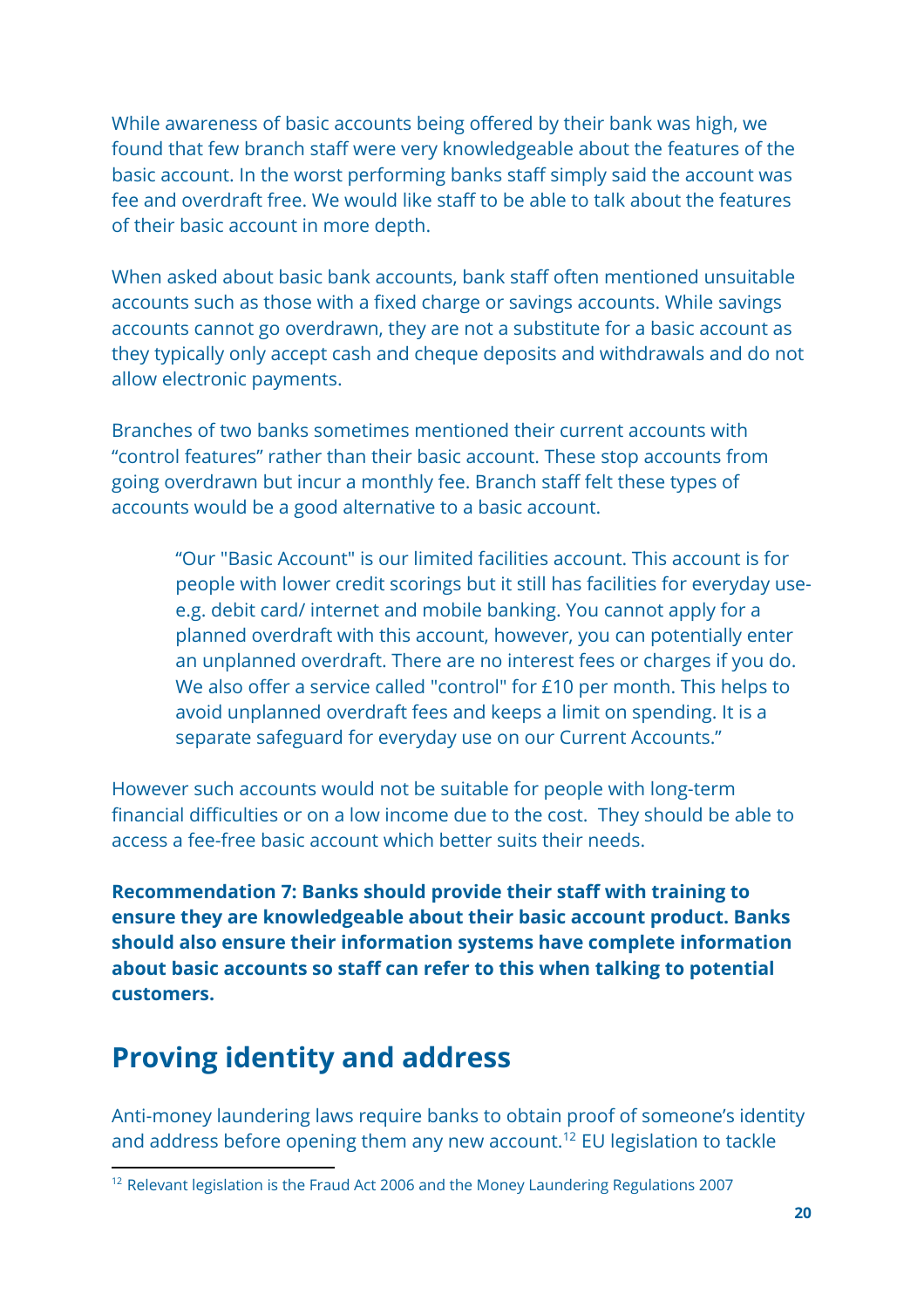While awareness of basic accounts being offered by their bank was high, we found that few branch staff were very knowledgeable about the features of the basic account. In the worst performing banks staff simply said the account was fee and overdraft free. We would like staff to be able to talk about the features of their basic account in more depth.

When asked about basic bank accounts, bank staff often mentioned unsuitable accounts such as those with a fixed charge or savings accounts. While savings accounts cannot go overdrawn, they are not a substitute for a basic account as they typically only accept cash and cheque deposits and withdrawals and do not allow electronic payments.

Branches of two banks sometimes mentioned their current accounts with "control features" rather than their basic account. These stop accounts from going overdrawn but incur a monthly fee. Branch staff felt these types of accounts would be a good alternative to a basic account.

> "Our "Basic Account" is our limited facilities account. This account is for people with lower credit scorings but it still has facilities for everyday use- e.g. debit card/ internet and mobile banking. You cannot apply for a planned overdraft with this account, however, you can potentially enter an unplanned overdraft. There are no interest fees or charges if you do. We also offer a service called "control" for £10 per month. This helps to avoid unplanned overdraft fees and keeps a limit on spending. It is a separate safeguard for everyday use on our Current Accounts."

However such accounts would not be suitable for people with long-term financial difficulties or on a low income due to the cost. They should be able to access a fee-free basic account which better suits their needs.

**Recommendation 7: Banks should provide their staff with training to ensure they are knowledgeable about their basic account product. Banks should also ensure their information systems have complete information about basic accounts so staff can refer to this when talking to potential customers.**

## Proving identity and address

Anti-money laundering laws require banks to obtain proof of someone's identity and address before opening them any new account.[12] EU legislation to tackle

[12] Relevant legislation is the Fraud Act 2006 and the Money Laundering Regulations 2007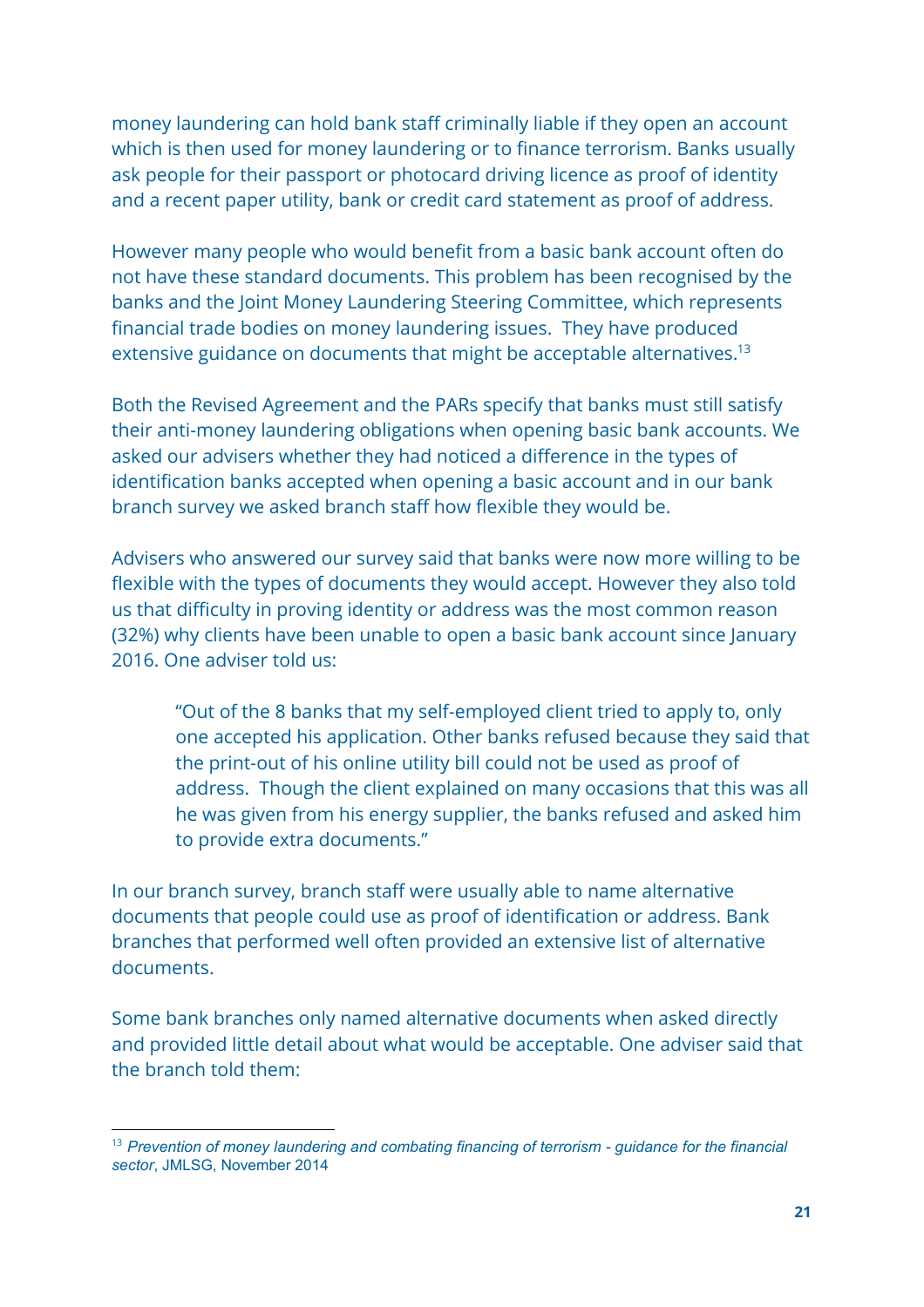money laundering can hold bank staff criminally liable if they open an account which is then used for money laundering or to finance terrorism. Banks usually ask people for their passport or photocard driving licence as proof of identity and a recent paper utility, bank or credit card statement as proof of address.

However many people who would benefit from a basic bank account often do not have these standard documents. This problem has been recognised by the banks and the Joint Money Laundering Steering Committee, which represents financial trade bodies on money laundering issues. They have produced extensive guidance on documents that might be acceptable alternatives.[13]

Both the Revised Agreement and the PARs specify that banks must still satisfy their anti-money laundering obligations when opening basic bank accounts. We asked our advisers whether they had noticed a difference in the types of identification banks accepted when opening a basic account and in our bank branch survey we asked branch staff how flexible they would be.

Advisers who answered our survey said that banks were now more willing to be flexible with the types of documents they would accept. However they also told us that difficulty in proving identity or address was the most common reason (32%) why clients have been unable to open a basic bank account since January 2016. One adviser told us:

> "Out of the 8 banks that my self-employed client tried to apply to, only one accepted his application. Other banks refused because they said that the print-out of his online utility bill could not be used as proof of address. Though the client explained on many occasions that this was all he was given from his energy supplier, the banks refused and asked him to provide extra documents."

In our branch survey, branch staff were usually able to name alternative documents that people could use as proof of identification or address. Bank branches that performed well often provided an extensive list of alternative documents.

Some bank branches only named alternative documents when asked directly and provided little detail about what would be acceptable. One adviser said that the branch told them:

[13] *Prevention of money laundering and combating financing of terrorism - guidance for the financial sector*, JMLSG, November 2014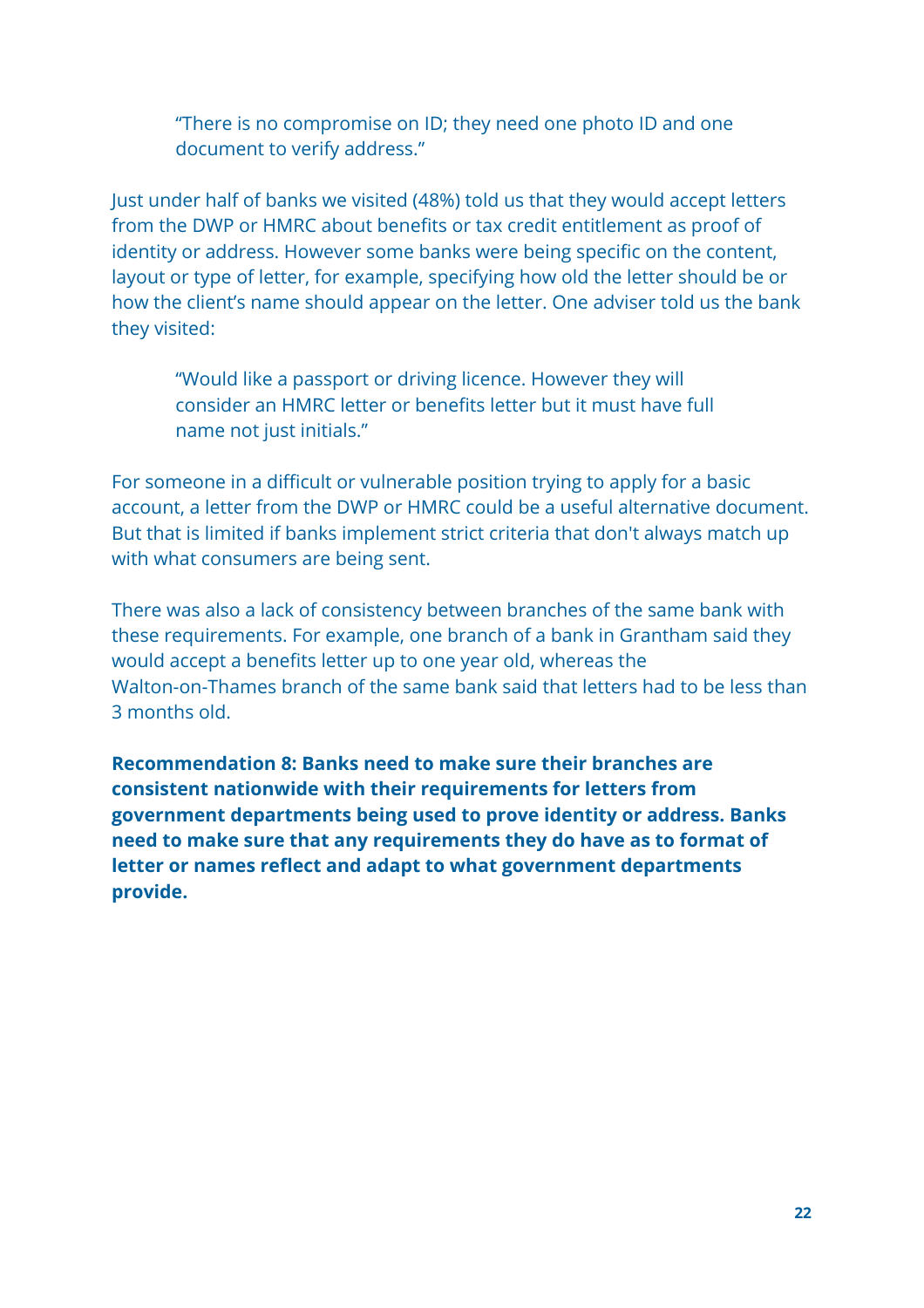> "There is no compromise on ID; they need one photo ID and one document to verify address."

Just under half of banks we visited (48%) told us that they would accept letters from the DWP or HMRC about benefits or tax credit entitlement as proof of identity or address. However some banks were being specific on the content, layout or type of letter, for example, specifying how old the letter should be or how the client's name should appear on the letter. One adviser told us the bank they visited:

> "Would like a passport or driving licence. However they will consider an HMRC letter or benefits letter but it must have full name not just initials."

For someone in a difficult or vulnerable position trying to apply for a basic account, a letter from the DWP or HMRC could be a useful alternative document. But that is limited if banks implement strict criteria that don't always match up with what consumers are being sent.

There was also a lack of consistency between branches of the same bank with these requirements. For example, one branch of a bank in Grantham said they would accept a benefits letter up to one year old, whereas the Walton-on-Thames branch of the same bank said that letters had to be less than 3 months old.

**Recommendation 8: Banks need to make sure their branches are consistent nationwide with their requirements for letters from government departments being used to prove identity or address. Banks need to make sure that any requirements they do have as to format of letter or names reflect and adapt to what government departments provide.**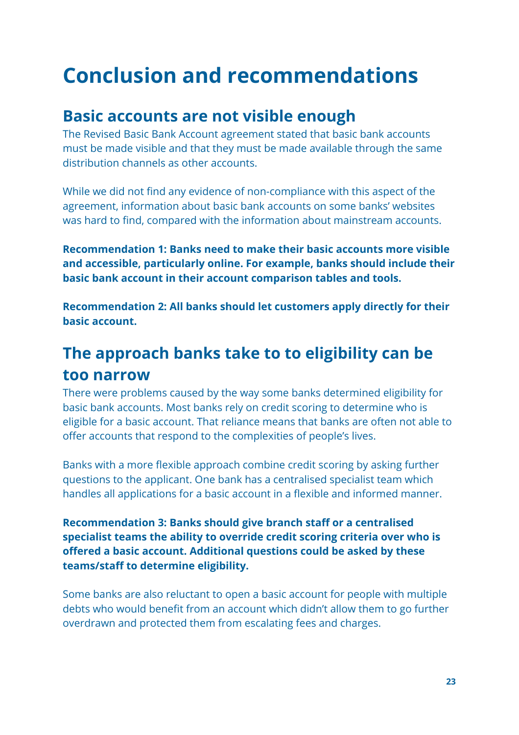# Conclusion and recommendations

## Basic accounts are not visible enough

The Revised Basic Bank Account agreement stated that basic bank accounts must be made visible and that they must be made available through the same distribution channels as other accounts.

While we did not find any evidence of non-compliance with this aspect of the agreement, information about basic bank accounts on some banks' websites was hard to find, compared with the information about mainstream accounts.

**Recommendation 1: Banks need to make their basic accounts more visible and accessible, particularly online. For example, banks should include their basic bank account in their account comparison tables and tools.**

**Recommendation 2: All banks should let customers apply directly for their basic account.**

## The approach banks take to to eligibility can be too narrow

There were problems caused by the way some banks determined eligibility for basic bank accounts. Most banks rely on credit scoring to determine who is eligible for a basic account. That reliance means that banks are often not able to offer accounts that respond to the complexities of people's lives.

Banks with a more flexible approach combine credit scoring by asking further questions to the applicant. One bank has a centralised specialist team which handles all applications for a basic account in a flexible and informed manner.

**Recommendation 3: Banks should give branch staff or a centralised specialist teams the ability to override credit scoring criteria over who is offered a basic account. Additional questions could be asked by these teams/staff to determine eligibility.**

Some banks are also reluctant to open a basic account for people with multiple debts who would benefit from an account which didn't allow them to go further overdrawn and protected them from escalating fees and charges.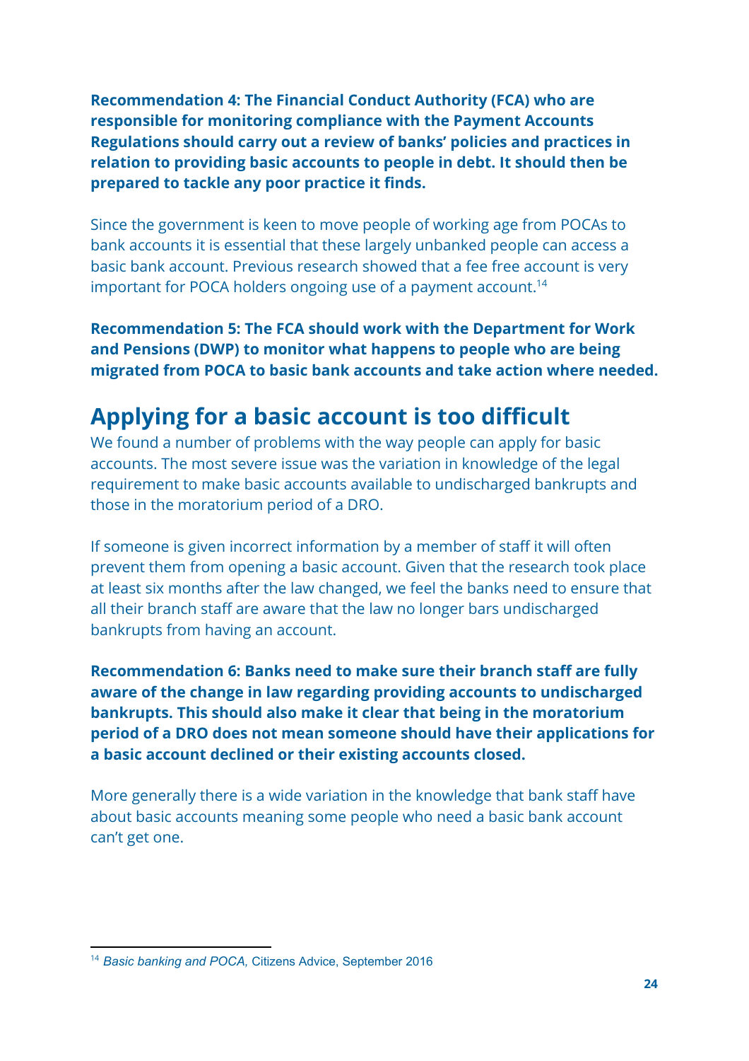**Recommendation 4: The Financial Conduct Authority (FCA) who are responsible for monitoring compliance with the Payment Accounts Regulations should carry out a review of banks' policies and practices in relation to providing basic accounts to people in debt. It should then be prepared to tackle any poor practice it finds.**

Since the government is keen to move people of working age from POCAs to bank accounts it is essential that these largely unbanked people can access a basic bank account. Previous research showed that a fee free account is very important for POCA holders ongoing use of a payment account.[14]

**Recommendation 5: The FCA should work with the Department for Work and Pensions (DWP) to monitor what happens to people who are being migrated from POCA to basic bank accounts and take action where needed.**

## Applying for a basic account is too difficult

We found a number of problems with the way people can apply for basic accounts. The most severe issue was the variation in knowledge of the legal requirement to make basic accounts available to undischarged bankrupts and those in the moratorium period of a DRO.

If someone is given incorrect information by a member of staff it will often prevent them from opening a basic account. Given that the research took place at least six months after the law changed, we feel the banks need to ensure that all their branch staff are aware that the law no longer bars undischarged bankrupts from having an account.

**Recommendation 6: Banks need to make sure their branch staff are fully aware of the change in law regarding providing accounts to undischarged bankrupts. This should also make it clear that being in the moratorium period of a DRO does not mean someone should have their applications for a basic account declined or their existing accounts closed.**

More generally there is a wide variation in the knowledge that bank staff have about basic accounts meaning some people who need a basic bank account can't get one.

---

[14] *Basic banking and POCA,* Citizens Advice, September 2016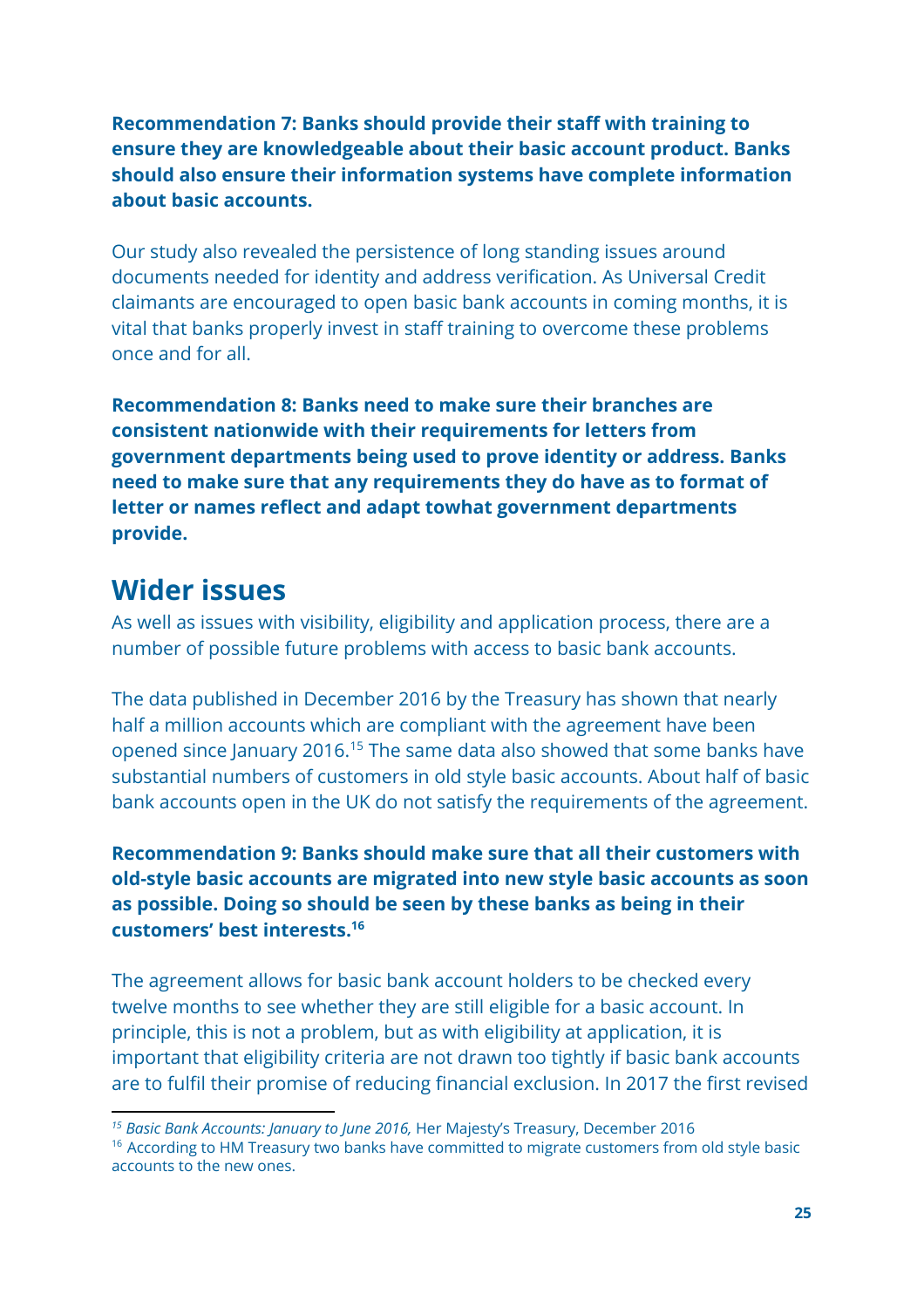**Recommendation 7: Banks should provide their staff with training to ensure they are knowledgeable about their basic account product. Banks should also ensure their information systems have complete information about basic accounts.**

Our study also revealed the persistence of long standing issues around documents needed for identity and address verification. As Universal Credit claimants are encouraged to open basic bank accounts in coming months, it is vital that banks properly invest in staff training to overcome these problems once and for all.

**Recommendation 8: Banks need to make sure their branches are consistent nationwide with their requirements for letters from government departments being used to prove identity or address. Banks need to make sure that any requirements they do have as to format of letter or names reflect and adapt towhat government departments provide.**

## Wider issues

As well as issues with visibility, eligibility and application process, there are a number of possible future problems with access to basic bank accounts.

The data published in December 2016 by the Treasury has shown that nearly half a million accounts which are compliant with the agreement have been opened since January 2016.[15] The same data also showed that some banks have substantial numbers of customers in old style basic accounts. About half of basic bank accounts open in the UK do not satisfy the requirements of the agreement.

**Recommendation 9: Banks should make sure that all their customers with old-style basic accounts are migrated into new style basic accounts as soon as possible. Doing so should be seen by these banks as being in their customers' best interests.[16]**

The agreement allows for basic bank account holders to be checked every twelve months to see whether they are still eligible for a basic account. In principle, this is not a problem, but as with eligibility at application, it is important that eligibility criteria are not drawn too tightly if basic bank accounts are to fulfil their promise of reducing financial exclusion. In 2017 the first revised

---

[15] *Basic Bank Accounts: January to June 2016,* Her Majesty's Treasury, December 2016

[16] According to HM Treasury two banks have committed to migrate customers from old style basic accounts to the new ones.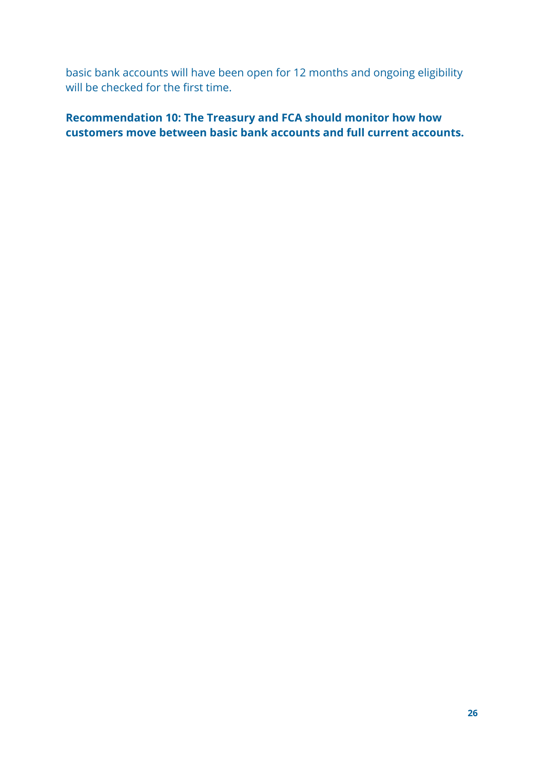basic bank accounts will have been open for 12 months and ongoing eligibility will be checked for the first time.

**Recommendation 10: The Treasury and FCA should monitor how how customers move between basic bank accounts and full current accounts.**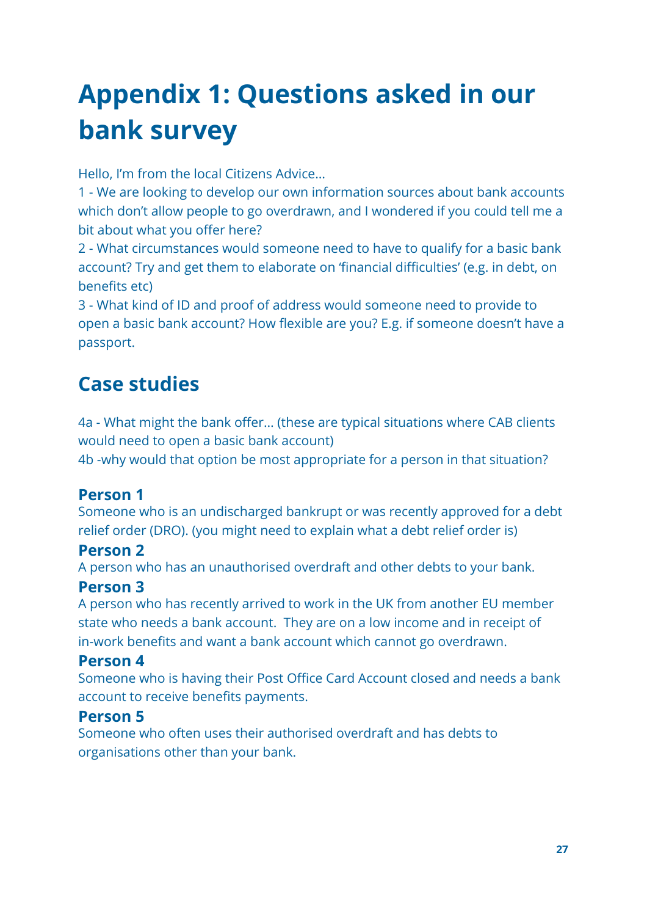# Appendix 1: Questions asked in our bank survey

Hello, I'm from the local Citizens Advice...

1 - We are looking to develop our own information sources about bank accounts which don't allow people to go overdrawn, and I wondered if you could tell me a bit about what you offer here?

2 - What circumstances would someone need to have to qualify for a basic bank account? Try and get them to elaborate on 'financial difficulties' (e.g. in debt, on benefits etc)

3 - What kind of ID and proof of address would someone need to provide to open a basic bank account? How flexible are you? E.g. if someone doesn't have a passport.

## Case studies

4a - What might the bank offer... (these are typical situations where CAB clients would need to open a basic bank account)

4b -why would that option be most appropriate for a person in that situation?

### Person 1

Someone who is an undischarged bankrupt or was recently approved for a debt relief order (DRO). (you might need to explain what a debt relief order is)

### Person 2

A person who has an unauthorised overdraft and other debts to your bank.

### Person 3

A person who has recently arrived to work in the UK from another EU member state who needs a bank account. They are on a low income and in receipt of in-work benefits and want a bank account which cannot go overdrawn.

### Person 4

Someone who is having their Post Office Card Account closed and needs a bank account to receive benefits payments.

### Person 5

Someone who often uses their authorised overdraft and has debts to organisations other than your bank.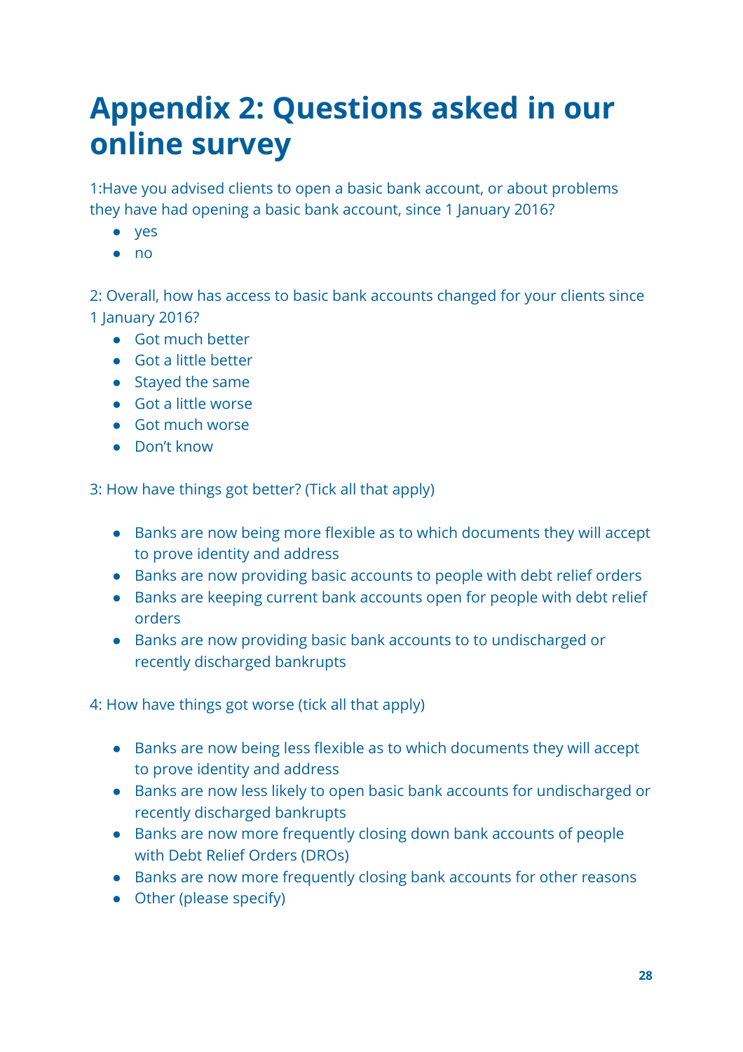# Appendix 2: Questions asked in our online survey

1:Have you advised clients to open a basic bank account, or about problems they have had opening a basic bank account, since 1 January 2016?

- yes
- no

2: Overall, how has access to basic bank accounts changed for your clients since 1 January 2016?

- Got much better
- Got a little better
- Stayed the same
- Got a little worse
- Got much worse
- Don't know

3: How have things got better? (Tick all that apply)

- Banks are now being more flexible as to which documents they will accept to prove identity and address
- Banks are now providing basic accounts to people with debt relief orders
- Banks are keeping current bank accounts open for people with debt relief orders
- Banks are now providing basic bank accounts to to undischarged or recently discharged bankrupts

4: How have things got worse (tick all that apply)

- Banks are now being less flexible as to which documents they will accept to prove identity and address
- Banks are now less likely to open basic bank accounts for undischarged or recently discharged bankrupts
- Banks are now more frequently closing down bank accounts of people with Debt Relief Orders (DROs)
- Banks are now more frequently closing bank accounts for other reasons
- Other (please specify)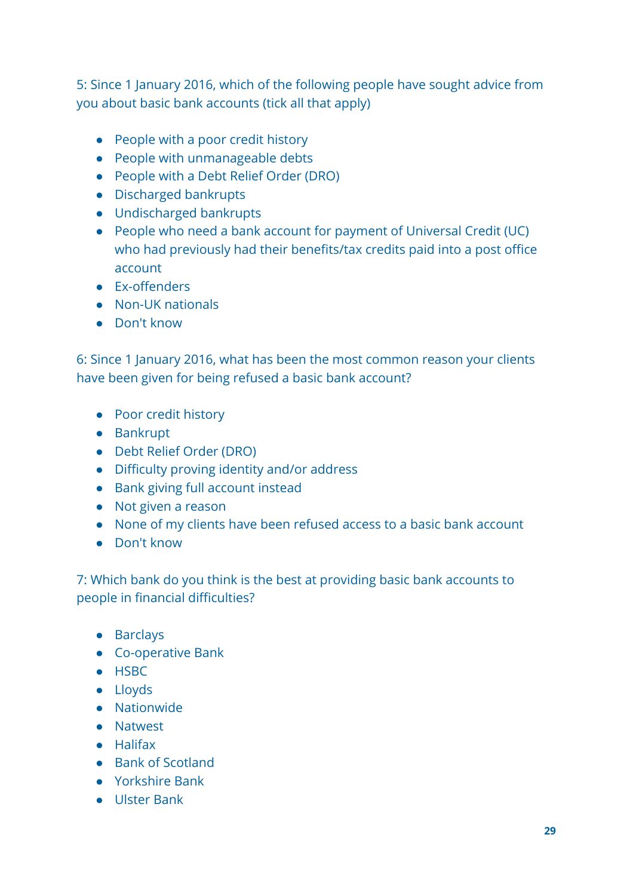5: Since 1 January 2016, which of the following people have sought advice from you about basic bank accounts (tick all that apply)

- People with a poor credit history
- People with unmanageable debts
- People with a Debt Relief Order (DRO)
- Discharged bankrupts
- Undischarged bankrupts
- People who need a bank account for payment of Universal Credit (UC) who had previously had their benefits/tax credits paid into a post office account
- Ex-offenders
- Non-UK nationals
- Don't know

6: Since 1 January 2016, what has been the most common reason your clients have been given for being refused a basic bank account?

- Poor credit history
- Bankrupt
- Debt Relief Order (DRO)
- Difficulty proving identity and/or address
- Bank giving full account instead
- Not given a reason
- None of my clients have been refused access to a basic bank account
- Don't know

7: Which bank do you think is the best at providing basic bank accounts to people in financial difficulties?

- Barclays
- Co-operative Bank
- HSBC
- Lloyds
- Nationwide
- Natwest
- Halifax
- Bank of Scotland
- Yorkshire Bank
- Ulster Bank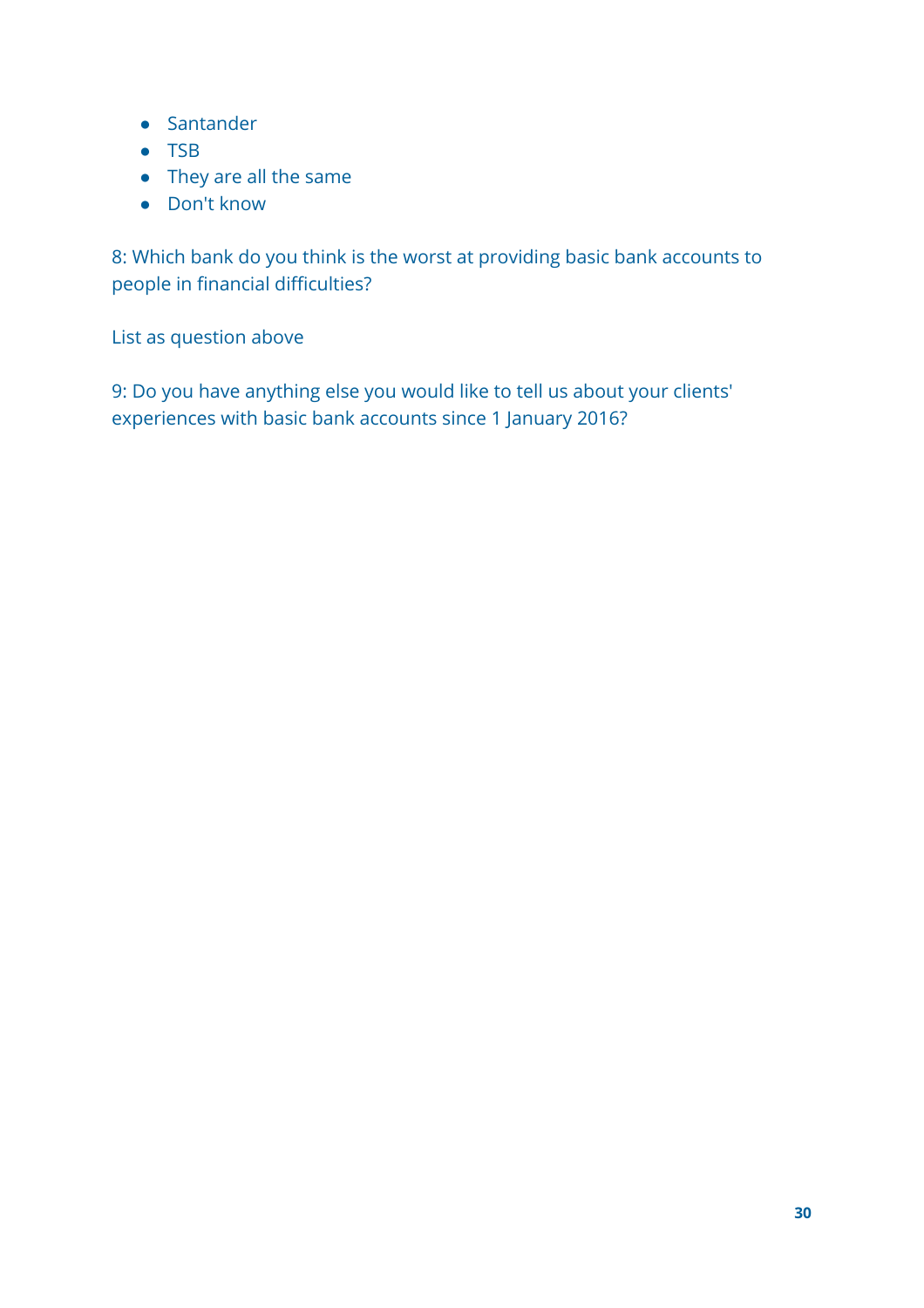- Santander
- TSB
- They are all the same
- Don't know

8: Which bank do you think is the worst at providing basic bank accounts to people in financial difficulties?

List as question above

9: Do you have anything else you would like to tell us about your clients' experiences with basic bank accounts since 1 January 2016?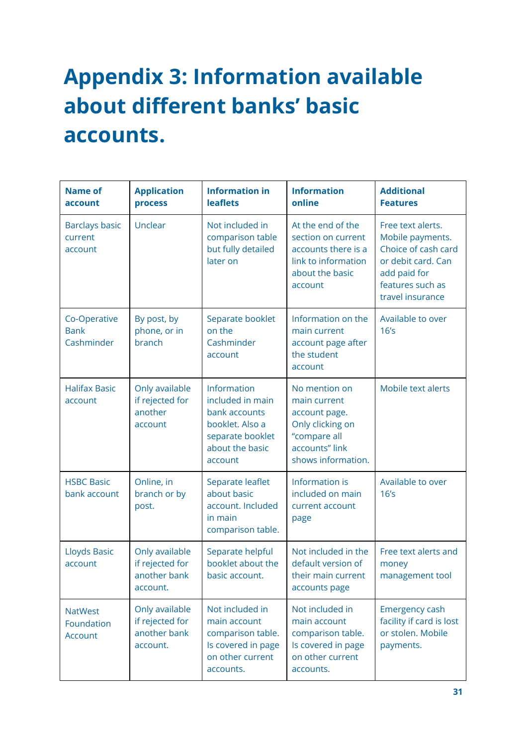# Appendix 3: Information available about different banks' basic accounts.

| Name of account | Application process | Information in leaflets | Information online | Additional Features |
|---|---|---|---|---|
| Barclays basic current account | Unclear | Not included in comparison table but fully detailed later on | At the end of the section on current accounts there is a link to information about the basic account | Free text alerts. Mobile payments. Choice of cash card or debit card. Can add paid for features such as travel insurance |
| Co-Operative Bank Cashminder | By post, by phone, or in branch | Separate booklet on the Cashminder account | Information on the main current account page after the student account | Available to over 16's |
| Halifax Basic account | Only available if rejected for another account | Information included in main bank accounts booklet. Also a separate booklet about the basic account | No mention on main current account page. Only clicking on "compare all accounts" link shows information. | Mobile text alerts |
| HSBC Basic bank account | Online, in branch or by post. | Separate leaflet about basic account. Included in main comparison table. | Information is included on main current account page | Available to over 16's |
| Lloyds Basic account | Only available if rejected for another bank account. | Separate helpful booklet about the basic account. | Not included in the default version of their main current accounts page | Free text alerts and money management tool |
| NatWest Foundation Account | Only available if rejected for another bank account. | Not included in main account comparison table. Is covered in page on other current accounts. | Not included in main account comparison table. Is covered in page on other current accounts. | Emergency cash facility if card is lost or stolen. Mobile payments. |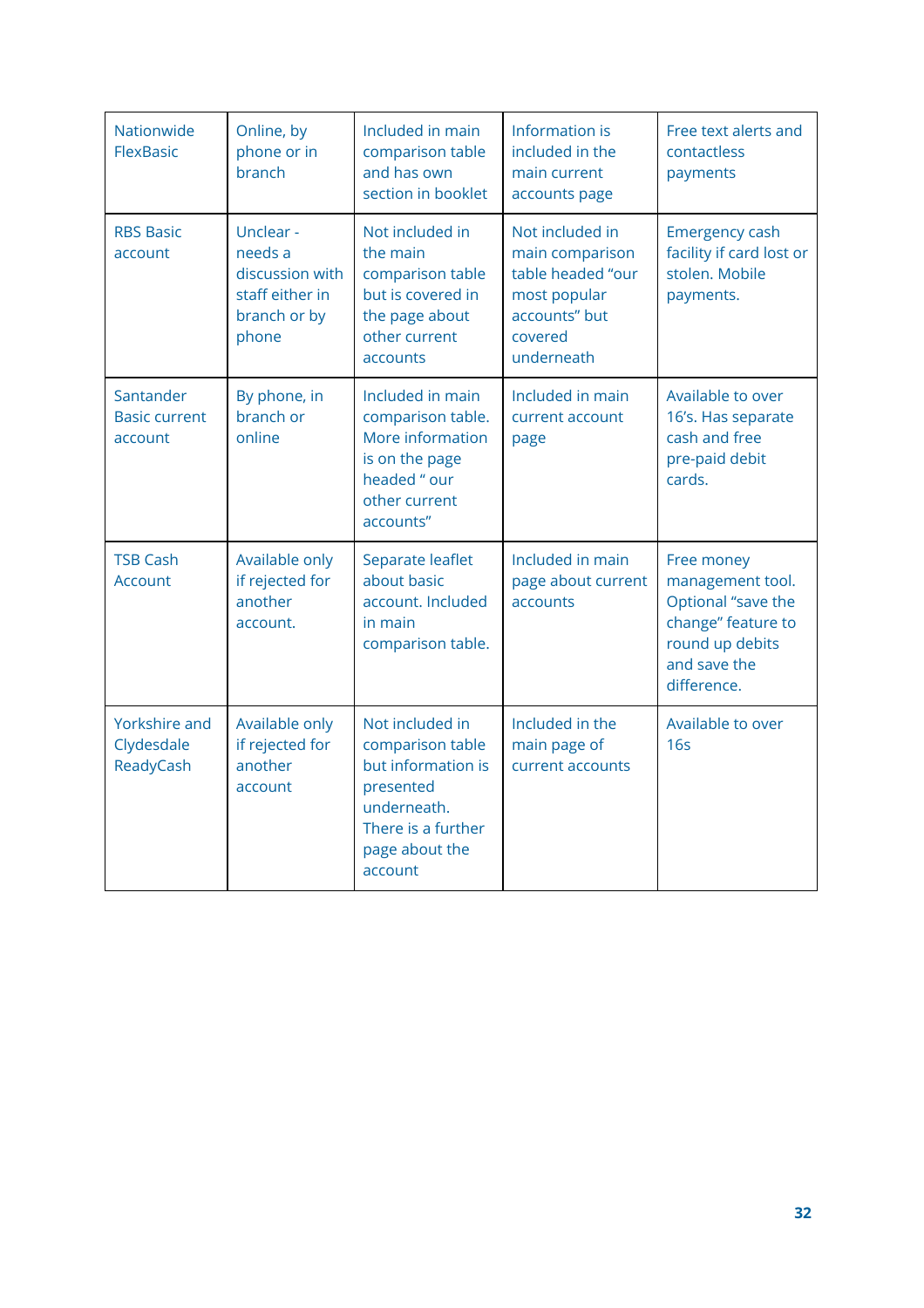| Nationwide FlexBasic | Online, by phone or in branch | Included in main comparison table and has own section in booklet | Information is included in the main current accounts page | Free text alerts and contactless payments |
|---|---|---|---|---|
| RBS Basic account | Unclear - needs a discussion with staff either in branch or by phone | Not included in the main comparison table but is covered in the page about other current accounts | Not included in main comparison table headed "our most popular accounts" but covered underneath | Emergency cash facility if card lost or stolen. Mobile payments. |
| Santander Basic current account | By phone, in branch or online | Included in main comparison table. More information is on the page headed " our other current accounts" | Included in main current account page | Available to over 16's. Has separate cash and free pre-paid debit cards. |
| TSB Cash Account | Available only if rejected for another account. | Separate leaflet about basic account. Included in main comparison table. | Included in main page about current accounts | Free money management tool. Optional "save the change" feature to round up debits and save the difference. |
| Yorkshire and Clydesdale ReadyCash | Available only if rejected for another account | Not included in comparison table but information is presented underneath. There is a further page about the account | Included in the main page of current accounts | Available to over 16s |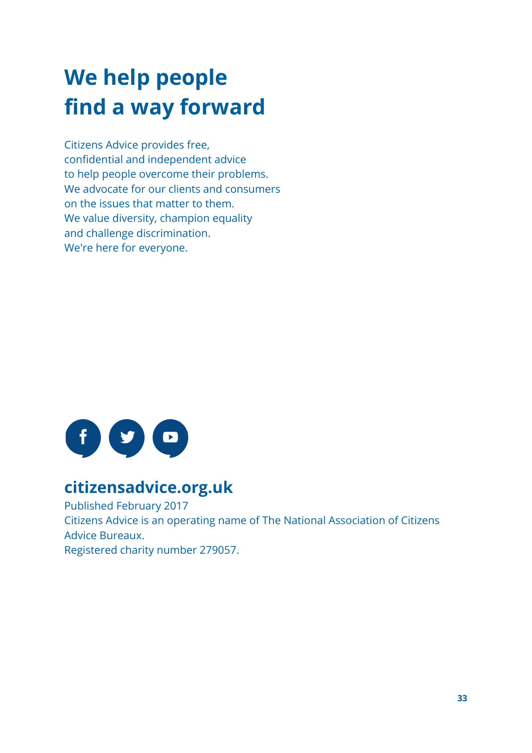# We help people find a way forward

Citizens Advice provides free, confidential and independent advice to help people overcome their problems.
We advocate for our clients and consumers on the issues that matter to them.
We value diversity, champion equality and challenge discrimination.
We're here for everyone.

**citizensadvice.org.uk**

Published February 2017

Citizens Advice is an operating name of The National Association of Citizens Advice Bureaux.

Registered charity number 279057.